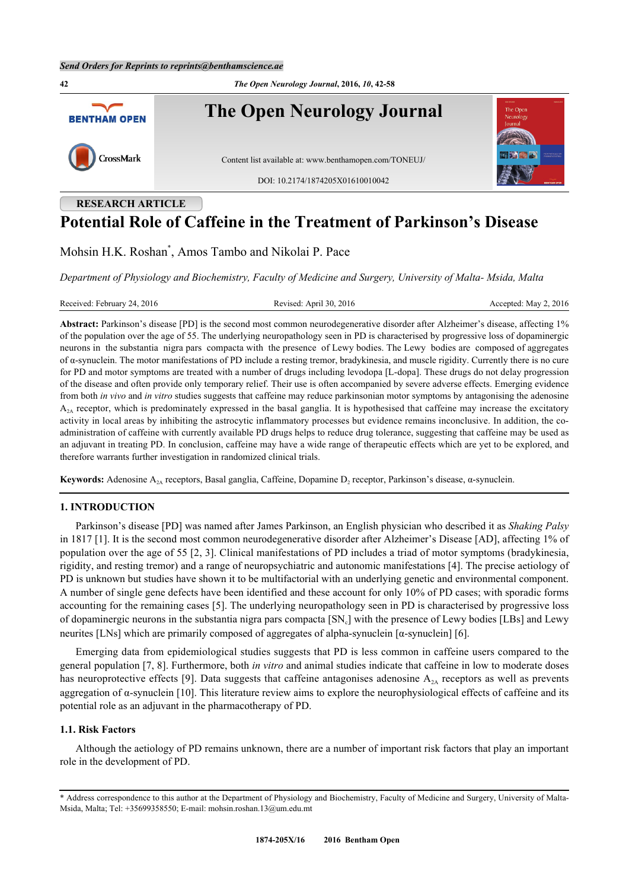RESEARCH ARTICLE

# Potential Role of Caffeine in the Treatment of Parkinson's Disease

Mohsin H.K. Roshan*, Amos Tambo and Nikolai P. Pace

*Department of Physiology and Biochemistry, Faculty of Medicine and Surgery, University of Malta- Msida, Malta*

Received: February 24, 2016 Revised: April 30, 2016 Accepted: May 2, 2016

**Abstract:** Parkinson's disease [PD] is the second most common neurodegenerative disorder after Alzheimer's disease, affecting 1% of the population over the age of 55. The underlying neuropathology seen in PD is characterised by progressive loss of dopaminergic neurons in the substantia nigra pars compacta with the presence of Lewy bodies. The Lewy bodies are composed of aggregates of α-synuclein. The motor manifestations of PD include a resting tremor, bradykinesia, and muscle rigidity. Currently there is no cure for PD and motor symptoms are treated with a number of drugs including levodopa [L-dopa]. These drugs do not delay progression of the disease and often provide only temporary relief. Their use is often accompanied by severe adverse effects. Emerging evidence from both *in vivo* and *in vitro* studies suggests that caffeine may reduce parkinsonian motor symptoms by antagonising the adenosine $A_{2A}$ receptor, which is predominately expressed in the basal ganglia. It is hypothesised that caffeine may increase the excitatory activity in local areas by inhibiting the astrocytic inflammatory processes but evidence remains inconclusive. In addition, the co-administration of caffeine with currently available PD drugs helps to reduce drug tolerance, suggesting that caffeine may be used as an adjuvant in treating PD. In conclusion, caffeine may have a wide range of therapeutic effects which are yet to be explored, and therefore warrants further investigation in randomized clinical trials.

**Keywords:** Adenosine $A_{2A}$ receptors, Basal ganglia, Caffeine, Dopamine $D_2$ receptor, Parkinson's disease, α-synuclein.

## 1. INTRODUCTION

Parkinson's disease [PD] was named after James Parkinson, an English physician who described it as *Shaking Palsy* in 1817 [1]. It is the second most common neurodegenerative disorder after Alzheimer's Disease [AD], affecting 1% of population over the age of 55 [2, 3]. Clinical manifestations of PD includes a triad of motor symptoms (bradykinesia, rigidity, and resting tremor) and a range of neuropsychiatric and autonomic manifestations [4]. The precise aetiology of PD is unknown but studies have shown it to be multifactorial with an underlying genetic and environmental component. A number of single gene defects have been identified and these account for only 10% of PD cases; with sporadic forms accounting for the remaining cases [5]. The underlying neuropathology seen in PD is characterised by progressive loss of dopaminergic neurons in the substantia nigra pars compacta [$SN_c$] with the presence of Lewy bodies [LBs] and Lewy neurites [LNs] which are primarily composed of aggregates of alpha-synuclein [α-synuclein] [6].

Emerging data from epidemiological studies suggests that PD is less common in caffeine users compared to the general population [7, 8]. Furthermore, both *in vitro* and animal studies indicate that caffeine in low to moderate doses has neuroprotective effects [9]. Data suggests that caffeine antagonises adenosine $A_{2A}$ receptors as well as prevents aggregation of α-synuclein [10]. This literature review aims to explore the neurophysiological effects of caffeine and its potential role as an adjuvant in the pharmacotherapy of PD.

### 1.1. Risk Factors

Although the aetiology of PD remains unknown, there are a number of important risk factors that play an important role in the development of PD.

\* Address correspondence to this author at the Department of Physiology and Biochemistry, Faculty of Medicine and Surgery, University of Malta-Msida, Malta; Tel: +35699358550; E-mail: mohsin.roshan.13@um.edu.mt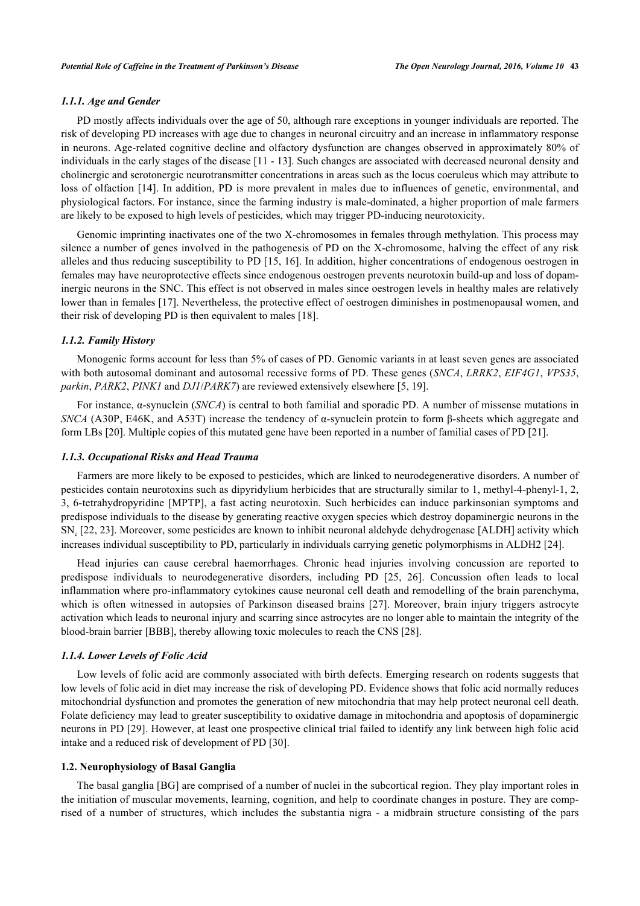#### 1.1.1. Age and Gender

PD mostly affects individuals over the age of 50, although rare exceptions in younger individuals are reported. The risk of developing PD increases with age due to changes in neuronal circuitry and an increase in inflammatory response in neurons. Age-related cognitive decline and olfactory dysfunction are changes observed in approximately 80% of individuals in the early stages of the disease [11 - 13]. Such changes are associated with decreased neuronal density and cholinergic and serotonergic neurotransmitter concentrations in areas such as the locus coeruleus which may attribute to loss of olfaction [14]. In addition, PD is more prevalent in males due to influences of genetic, environmental, and physiological factors. For instance, since the farming industry is male-dominated, a higher proportion of male farmers are likely to be exposed to high levels of pesticides, which may trigger PD-inducing neurotoxicity.

Genomic imprinting inactivates one of the two X-chromosomes in females through methylation. This process may silence a number of genes involved in the pathogenesis of PD on the X-chromosome, halving the effect of any risk alleles and thus reducing susceptibility to PD [15, 16]. In addition, higher concentrations of endogenous oestrogen in females may have neuroprotective effects since endogenous oestrogen prevents neurotoxin build-up and loss of dopaminergic neurons in the SNC. This effect is not observed in males since oestrogen levels in healthy males are relatively lower than in females [17]. Nevertheless, the protective effect of oestrogen diminishes in postmenopausal women, and their risk of developing PD is then equivalent to males [18].

#### 1.1.2. Family History

Monogenic forms account for less than 5% of cases of PD. Genomic variants in at least seven genes are associated with both autosomal dominant and autosomal recessive forms of PD. These genes (*SNCA*, *LRRK2*, *EIF4G1*, *VPS35*, *parkin*, *PARK2*, *PINK1* and *DJ1*/*PARK7*) are reviewed extensively elsewhere [5, 19].

For instance, α-synuclein (*SNCA*) is central to both familial and sporadic PD. A number of missense mutations in *SNCA* (A30P, E46K, and A53T) increase the tendency of α-synuclein protein to form β-sheets which aggregate and form LBs [20]. Multiple copies of this mutated gene have been reported in a number of familial cases of PD [21].

#### 1.1.3. Occupational Risks and Head Trauma

Farmers are more likely to be exposed to pesticides, which are linked to neurodegenerative disorders. A number of pesticides contain neurotoxins such as dipyridylium herbicides that are structurally similar to 1, methyl-4-phenyl-1, 2, 3, 6-tetrahydropyridine [MPTP], a fast acting neurotoxin. Such herbicides can induce parkinsonian symptoms and predispose individuals to the disease by generating reactive oxygen species which destroy dopaminergic neurons in the $SN_c$ [22, 23]. Moreover, some pesticides are known to inhibit neuronal aldehyde dehydrogenase [ALDH] activity which increases individual susceptibility to PD, particularly in individuals carrying genetic polymorphisms in ALDH2 [24].

Head injuries can cause cerebral haemorrhages. Chronic head injuries involving concussion are reported to predispose individuals to neurodegenerative disorders, including PD [25, 26]. Concussion often leads to local inflammation where pro-inflammatory cytokines cause neuronal cell death and remodelling of the brain parenchyma, which is often witnessed in autopsies of Parkinson diseased brains [27]. Moreover, brain injury triggers astrocyte activation which leads to neuronal injury and scarring since astrocytes are no longer able to maintain the integrity of the blood-brain barrier [BBB], thereby allowing toxic molecules to reach the CNS [28].

#### 1.1.4. Lower Levels of Folic Acid

Low levels of folic acid are commonly associated with birth defects. Emerging research on rodents suggests that low levels of folic acid in diet may increase the risk of developing PD. Evidence shows that folic acid normally reduces mitochondrial dysfunction and promotes the generation of new mitochondria that may help protect neuronal cell death. Folate deficiency may lead to greater susceptibility to oxidative damage in mitochondria and apoptosis of dopaminergic neurons in PD [29]. However, at least one prospective clinical trial failed to identify any link between high folic acid intake and a reduced risk of development of PD [30].

### 1.2. Neurophysiology of Basal Ganglia

The basal ganglia [BG] are comprised of a number of nuclei in the subcortical region. They play important roles in the initiation of muscular movements, learning, cognition, and help to coordinate changes in posture. They are comprised of a number of structures, which includes the substantia nigra - a midbrain structure consisting of the pars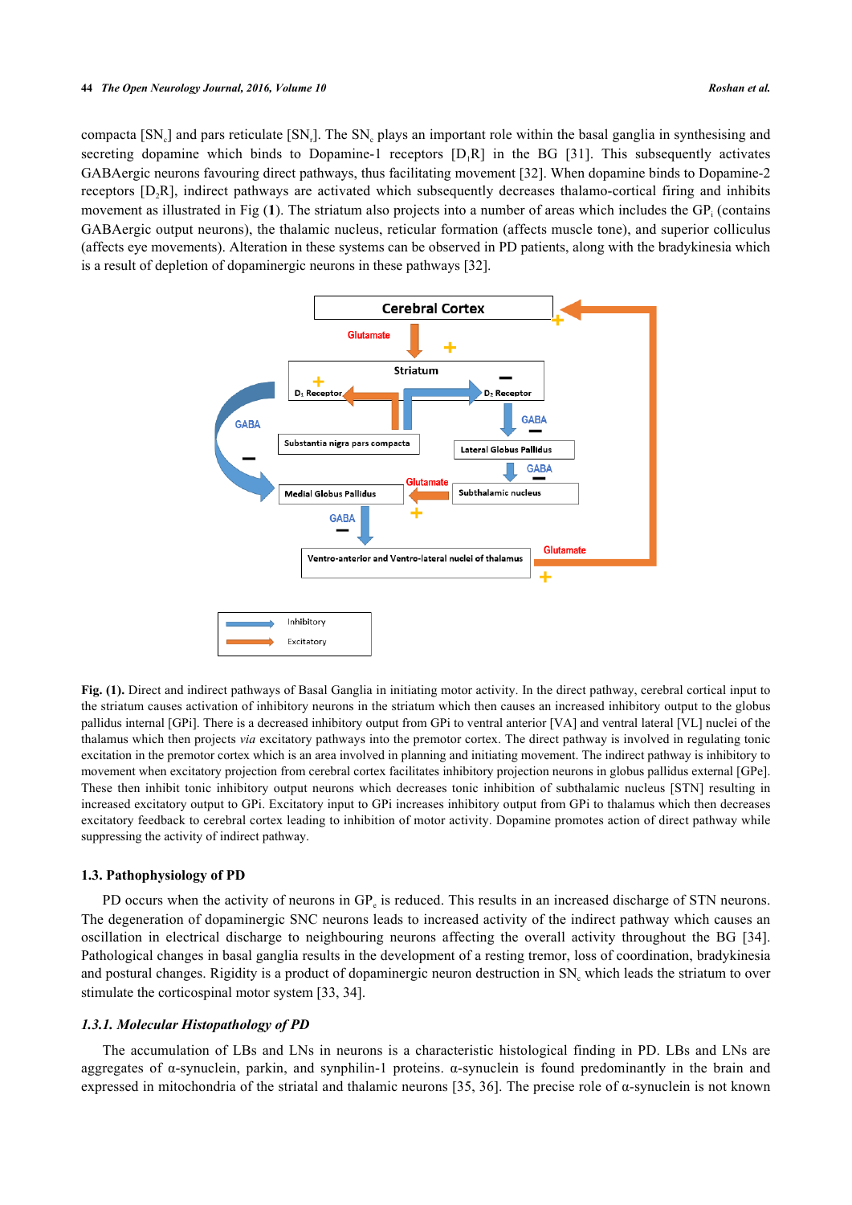compacta [$SN_c$] and pars reticulate [$SN_r$]. The $SN_c$ plays an important role within the basal ganglia in synthesising and secreting dopamine which binds to Dopamine-1 receptors [$D_1R$] in the BG [31]. This subsequently activates GABAergic neurons favouring direct pathways, thus facilitating movement [32]. When dopamine binds to Dopamine-2 receptors [$D_2R$], indirect pathways are activated which subsequently decreases thalamo-cortical firing and inhibits movement as illustrated in Fig (**1**). The striatum also projects into a number of areas which includes the $GP_i$ (contains GABAergic output neurons), the thalamic nucleus, reticular formation (affects muscle tone), and superior colliculus (affects eye movements). Alteration in these systems can be observed in PD patients, along with the bradykinesia which is a result of depletion of dopaminergic neurons in these pathways [32].

**Fig. (1).** Direct and indirect pathways of Basal Ganglia in initiating motor activity. In the direct pathway, cerebral cortical input to the striatum causes activation of inhibitory neurons in the striatum which then causes an increased inhibitory output to the globus pallidus internal [GPi]. There is a decreased inhibitory output from GPi to ventral anterior [VA] and ventral lateral [VL] nuclei of the thalamus which then projects *via* excitatory pathways into the premotor cortex. The direct pathway is involved in regulating tonic excitation in the premotor cortex which is an area involved in planning and initiating movement. The indirect pathway is inhibitory to movement when excitatory projection from cerebral cortex facilitates inhibitory projection neurons in globus pallidus external [GPe]. These then inhibit tonic inhibitory output neurons which decreases tonic inhibition of subthalamic nucleus [STN] resulting in increased excitatory output to GPi. Excitatory input to GPi increases inhibitory output from GPi to thalamus which then decreases excitatory feedback to cerebral cortex leading to inhibition of motor activity. Dopamine promotes action of direct pathway while suppressing the activity of indirect pathway.

### 1.3. Pathophysiology of PD

PD occurs when the activity of neurons in $GP_e$ is reduced. This results in an increased discharge of STN neurons. The degeneration of dopaminergic SNC neurons leads to increased activity of the indirect pathway which causes an oscillation in electrical discharge to neighbouring neurons affecting the overall activity throughout the BG [34]. Pathological changes in basal ganglia results in the development of a resting tremor, loss of coordination, bradykinesia and postural changes. Rigidity is a product of dopaminergic neuron destruction in $SN_c$ which leads the striatum to over stimulate the corticospinal motor system [33, 34].

#### *1.3.1. Molecular Histopathology of PD*

The accumulation of LBs and LNs in neurons is a characteristic histological finding in PD. LBs and LNs are aggregates of α-synuclein, parkin, and synphilin-1 proteins. α-synuclein is found predominantly in the brain and expressed in mitochondria of the striatal and thalamic neurons [35, 36]. The precise role of α-synuclein is not known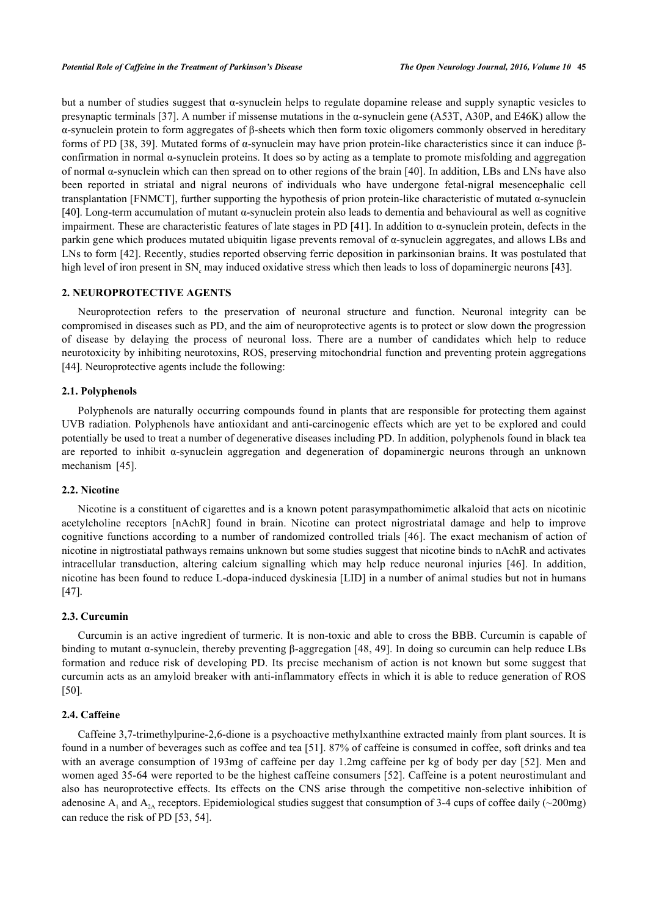but a number of studies suggest that α-synuclein helps to regulate dopamine release and supply synaptic vesicles to presynaptic terminals [37]. A number if missense mutations in the α-synuclein gene (A53T, A30P, and E46K) allow the α-synuclein protein to form aggregates of β-sheets which then form toxic oligomers commonly observed in hereditary forms of PD [38, 39]. Mutated forms of α-synuclein may have prion protein-like characteristics since it can induce β-confirmation in normal α-synuclein proteins. It does so by acting as a template to promote misfolding and aggregation of normal α-synuclein which can then spread on to other regions of the brain [40]. In addition, LBs and LNs have also been reported in striatal and nigral neurons of individuals who have undergone fetal-nigral mesencephalic cell transplantation [FNMCT], further supporting the hypothesis of prion protein-like characteristic of mutated α-synuclein [40]. Long-term accumulation of mutant α-synuclein protein also leads to dementia and behavioural as well as cognitive impairment. These are characteristic features of late stages in PD [41]. In addition to α-synuclein protein, defects in the parkin gene which produces mutated ubiquitin ligase prevents removal of α-synuclein aggregates, and allows LBs and LNs to form [42]. Recently, studies reported observing ferric deposition in parkinsonian brains. It was postulated that high level of iron present in $SN_c$ may induced oxidative stress which then leads to loss of dopaminergic neurons [43].

## 2. NEUROPROTECTIVE AGENTS

Neuroprotection refers to the preservation of neuronal structure and function. Neuronal integrity can be compromised in diseases such as PD, and the aim of neuroprotective agents is to protect or slow down the progression of disease by delaying the process of neuronal loss. There are a number of candidates which help to reduce neurotoxicity by inhibiting neurotoxins, ROS, preserving mitochondrial function and preventing protein aggregations [44]. Neuroprotective agents include the following:

### 2.1. Polyphenols

Polyphenols are naturally occurring compounds found in plants that are responsible for protecting them against UVB radiation. Polyphenols have antioxidant and anti-carcinogenic effects which are yet to be explored and could potentially be used to treat a number of degenerative diseases including PD. In addition, polyphenols found in black tea are reported to inhibit α-synuclein aggregation and degeneration of dopaminergic neurons through an unknown mechanism [45].

### 2.2. Nicotine

Nicotine is a constituent of cigarettes and is a known potent parasympathomimetic alkaloid that acts on nicotinic acetylcholine receptors [nAchR] found in brain. Nicotine can protect nigrostriatal damage and help to improve cognitive functions according to a number of randomized controlled trials [46]. The exact mechanism of action of nicotine in nigtrostiatal pathways remains unknown but some studies suggest that nicotine binds to nAchR and activates intracellular transduction, altering calcium signalling which may help reduce neuronal injuries [46]. In addition, nicotine has been found to reduce L-dopa-induced dyskinesia [LID] in a number of animal studies but not in humans [47].

### 2.3. Curcumin

Curcumin is an active ingredient of turmeric. It is non-toxic and able to cross the BBB. Curcumin is capable of binding to mutant α-synuclein, thereby preventing β-aggregation [48, 49]. In doing so curcumin can help reduce LBs formation and reduce risk of developing PD. Its precise mechanism of action is not known but some suggest that curcumin acts as an amyloid breaker with anti-inflammatory effects in which it is able to reduce generation of ROS [50].

### 2.4. Caffeine

Caffeine 3,7-trimethylpurine-2,6-dione is a psychoactive methylxanthine extracted mainly from plant sources. It is found in a number of beverages such as coffee and tea [51]. 87% of caffeine is consumed in coffee, soft drinks and tea with an average consumption of 193mg of caffeine per day 1.2mg caffeine per kg of body per day [52]. Men and women aged 35-64 were reported to be the highest caffeine consumers [52]. Caffeine is a potent neurostimulant and also has neuroprotective effects. Its effects on the CNS arise through the competitive non-selective inhibition of adenosine $A_1$ and $A_{2A}$ receptors. Epidemiological studies suggest that consumption of 3-4 cups of coffee daily (~200mg) can reduce the risk of PD [53, 54].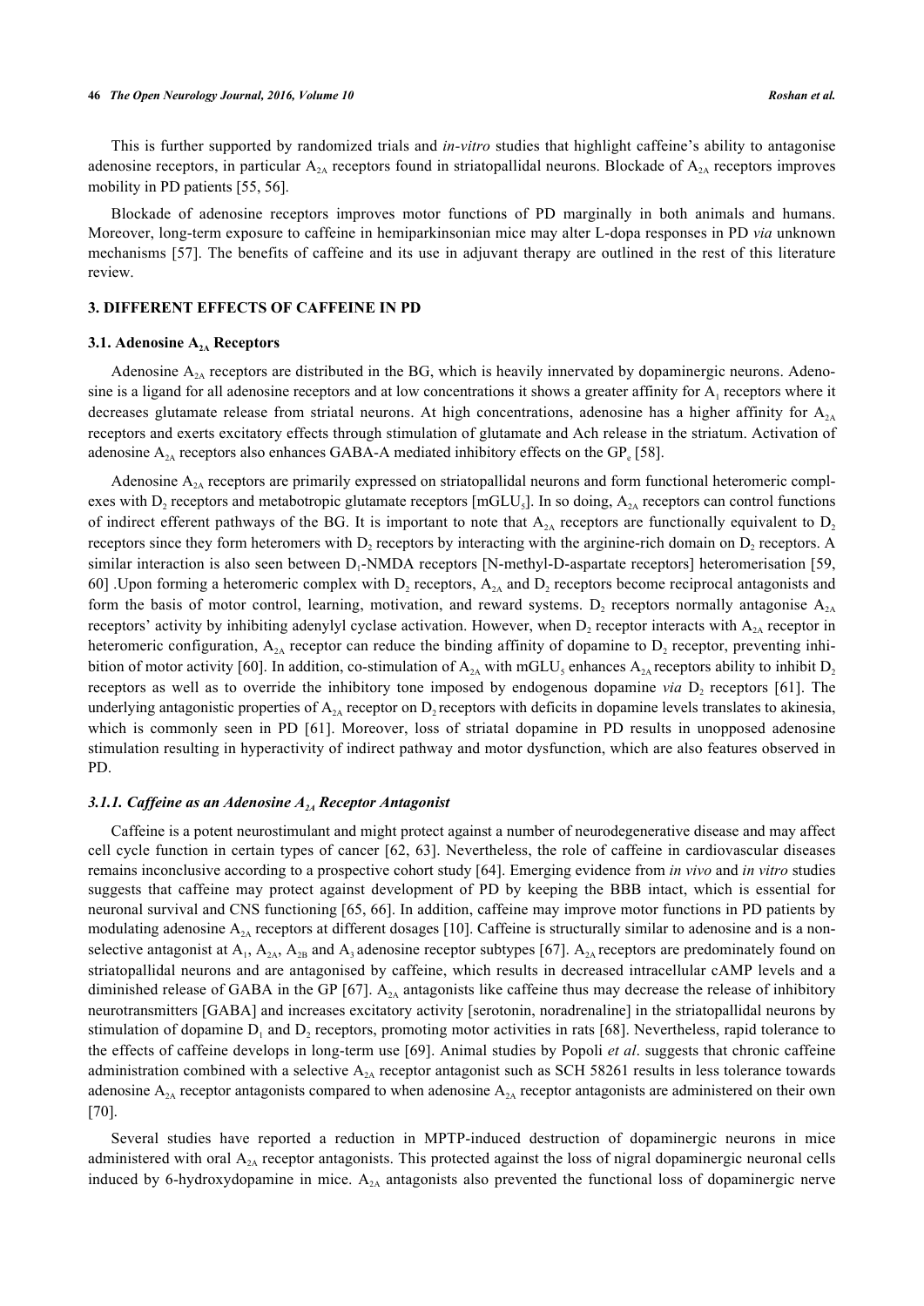This is further supported by randomized trials and *in-vitro* studies that highlight caffeine's ability to antagonise adenosine receptors, in particular $A_{2A}$ receptors found in striatopallidal neurons. Blockade of $A_{2A}$ receptors improves mobility in PD patients [55, 56].

Blockade of adenosine receptors improves motor functions of PD marginally in both animals and humans. Moreover, long-term exposure to caffeine in hemiparkinsonian mice may alter L-dopa responses in PD *via* unknown mechanisms [57]. The benefits of caffeine and its use in adjuvant therapy are outlined in the rest of this literature review.

## 3. DIFFERENT EFFECTS OF CAFFEINE IN PD

### 3.1. Adenosine $A_{2A}$ Receptors

Adenosine $A_{2A}$ receptors are distributed in the BG, which is heavily innervated by dopaminergic neurons. Adenosine is a ligand for all adenosine receptors and at low concentrations it shows a greater affinity for $A_1$ receptors where it decreases glutamate release from striatal neurons. At high concentrations, adenosine has a higher affinity for $A_{2A}$ receptors and exerts excitatory effects through stimulation of glutamate and Ach release in the striatum. Activation of adenosine $A_{2A}$ receptors also enhances GABA-A mediated inhibitory effects on the $GP_e$ [58].

Adenosine $A_{2A}$ receptors are primarily expressed on striatopallidal neurons and form functional heteromeric complexes with $D_2$ receptors and metabotropic glutamate receptors [$mGLU_5$]. In so doing, $A_{2A}$ receptors can control functions of indirect efferent pathways of the BG. It is important to note that $A_{2A}$ receptors are functionally equivalent to $D_2$ receptors since they form heteromers with $D_2$ receptors by interacting with the arginine-rich domain on $D_2$ receptors. A similar interaction is also seen between $D_1$-NMDA receptors [N-methyl-D-aspartate receptors] heteromerisation [59, 60] .Upon forming a heteromeric complex with $D_2$ receptors, $A_{2A}$ and $D_2$ receptors become reciprocal antagonists and form the basis of motor control, learning, motivation, and reward systems. $D_2$ receptors normally antagonise $A_{2A}$ receptors' activity by inhibiting adenylyl cyclase activation. However, when $D_2$ receptor interacts with $A_{2A}$ receptor in heteromeric configuration, $A_{2A}$ receptor can reduce the binding affinity of dopamine to $D_2$ receptor, preventing inhibition of motor activity [60]. In addition, co-stimulation of $A_{2A}$ with $mGLU_5$ enhances $A_{2A}$ receptors ability to inhibit $D_2$ receptors as well as to override the inhibitory tone imposed by endogenous dopamine *via* $D_2$ receptors [61]. The underlying antagonistic properties of $A_{2A}$ receptor on $D_2$ receptors with deficits in dopamine levels translates to akinesia, which is commonly seen in PD [61]. Moreover, loss of striatal dopamine in PD results in unopposed adenosine stimulation resulting in hyperactivity of indirect pathway and motor dysfunction, which are also features observed in PD.

#### *3.1.1. Caffeine as an Adenosine $A_{2A}$ Receptor Antagonist*

Caffeine is a potent neurostimulant and might protect against a number of neurodegenerative disease and may affect cell cycle function in certain types of cancer [62, 63]. Nevertheless, the role of caffeine in cardiovascular diseases remains inconclusive according to a prospective cohort study [64]. Emerging evidence from *in vivo* and *in vitro* studies suggests that caffeine may protect against development of PD by keeping the BBB intact, which is essential for neuronal survival and CNS functioning [65, 66]. In addition, caffeine may improve motor functions in PD patients by modulating adenosine $A_{2A}$ receptors at different dosages [10]. Caffeine is structurally similar to adenosine and is a non-selective antagonist at $A_1$, $A_{2A}$, $A_{2B}$ and $A_3$ adenosine receptor subtypes [67]. $A_{2A}$ receptors are predominately found on striatopallidal neurons and are antagonised by caffeine, which results in decreased intracellular cAMP levels and a diminished release of GABA in the GP [67]. $A_{2A}$ antagonists like caffeine thus may decrease the release of inhibitory neurotransmitters [GABA] and increases excitatory activity [serotonin, noradrenaline] in the striatopallidal neurons by stimulation of dopamine $D_1$ and $D_2$ receptors, promoting motor activities in rats [68]. Nevertheless, rapid tolerance to the effects of caffeine develops in long-term use [69]. Animal studies by Popoli *et al*. suggests that chronic caffeine administration combined with a selective $A_{2A}$ receptor antagonist such as SCH 58261 results in less tolerance towards adenosine $A_{2A}$ receptor antagonists compared to when adenosine $A_{2A}$ receptor antagonists are administered on their own [70].

Several studies have reported a reduction in MPTP-induced destruction of dopaminergic neurons in mice administered with oral $A_{2A}$ receptor antagonists. This protected against the loss of nigral dopaminergic neuronal cells induced by 6-hydroxydopamine in mice. $A_{2A}$ antagonists also prevented the functional loss of dopaminergic nerve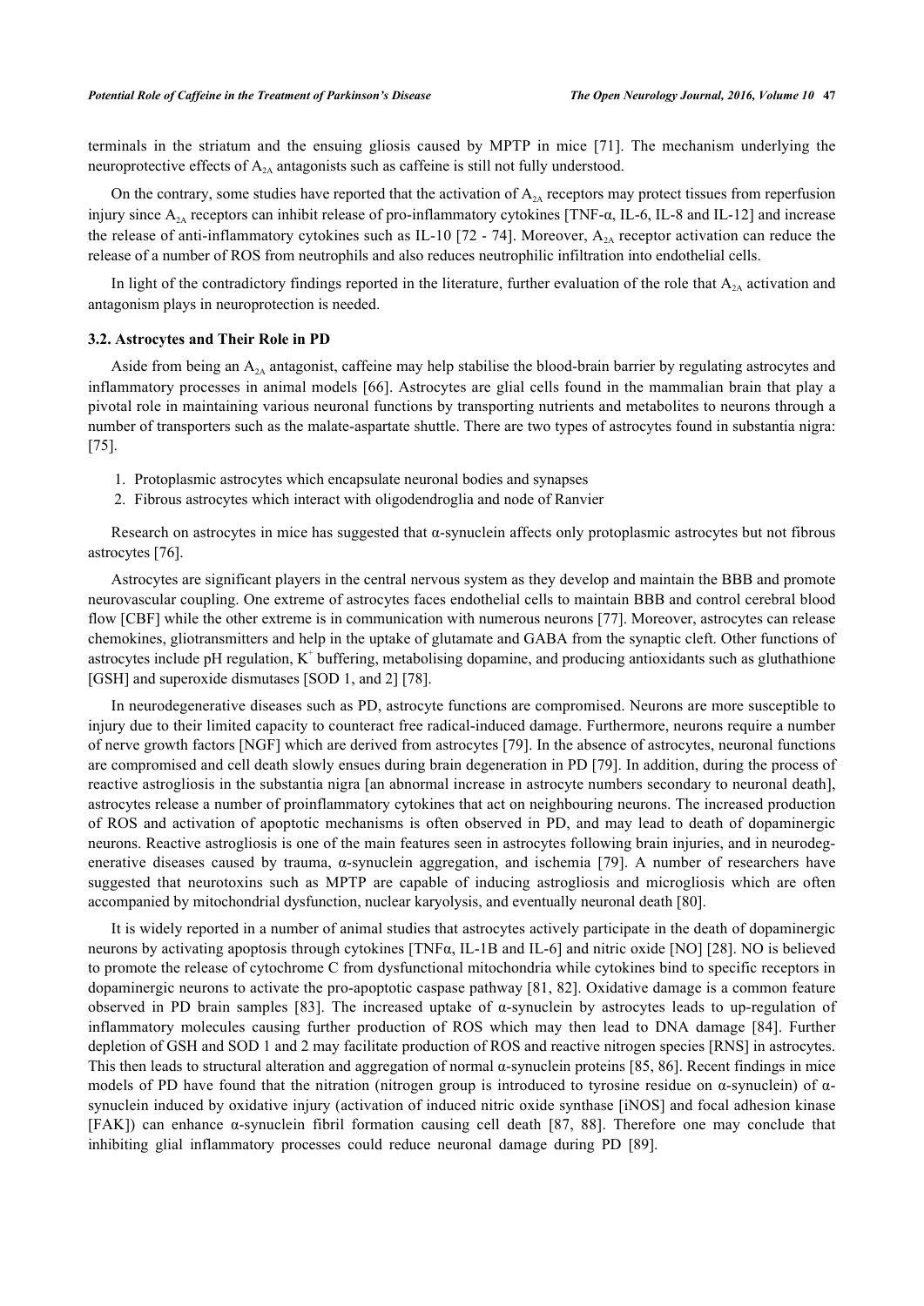terminals in the striatum and the ensuing gliosis caused by MPTP in mice [71]. The mechanism underlying the neuroprotective effects of $A_{2A}$ antagonists such as caffeine is still not fully understood.

On the contrary, some studies have reported that the activation of $A_{2A}$ receptors may protect tissues from reperfusion injury since $A_{2A}$ receptors can inhibit release of pro-inflammatory cytokines [TNF-α, IL-6, IL-8 and IL-12] and increase the release of anti-inflammatory cytokines such as IL-10 [72 - 74]. Moreover, $A_{2A}$ receptor activation can reduce the release of a number of ROS from neutrophils and also reduces neutrophilic infiltration into endothelial cells.

In light of the contradictory findings reported in the literature, further evaluation of the role that $A_{2A}$ activation and antagonism plays in neuroprotection is needed.

### 3.2. Astrocytes and Their Role in PD

Aside from being an $A_{2A}$ antagonist, caffeine may help stabilise the blood-brain barrier by regulating astrocytes and inflammatory processes in animal models [66]. Astrocytes are glial cells found in the mammalian brain that play a pivotal role in maintaining various neuronal functions by transporting nutrients and metabolites to neurons through a number of transporters such as the malate-aspartate shuttle. There are two types of astrocytes found in substantia nigra: [75].

1. Protoplasmic astrocytes which encapsulate neuronal bodies and synapses
2. Fibrous astrocytes which interact with oligodendroglia and node of Ranvier

Research on astrocytes in mice has suggested that α-synuclein affects only protoplasmic astrocytes but not fibrous astrocytes [76].

Astrocytes are significant players in the central nervous system as they develop and maintain the BBB and promote neurovascular coupling. One extreme of astrocytes faces endothelial cells to maintain BBB and control cerebral blood flow [CBF] while the other extreme is in communication with numerous neurons [77]. Moreover, astrocytes can release chemokines, gliotransmitters and help in the uptake of glutamate and GABA from the synaptic cleft. Other functions of astrocytes include pH regulation, $K^+$ buffering, metabolising dopamine, and producing antioxidants such as gluthathione [GSH] and superoxide dismutases [SOD 1, and 2] [78].

In neurodegenerative diseases such as PD, astrocyte functions are compromised. Neurons are more susceptible to injury due to their limited capacity to counteract free radical-induced damage. Furthermore, neurons require a number of nerve growth factors [NGF] which are derived from astrocytes [79]. In the absence of astrocytes, neuronal functions are compromised and cell death slowly ensues during brain degeneration in PD [79]. In addition, during the process of reactive astrogliosis in the substantia nigra [an abnormal increase in astrocyte numbers secondary to neuronal death], astrocytes release a number of proinflammatory cytokines that act on neighbouring neurons. The increased production of ROS and activation of apoptotic mechanisms is often observed in PD, and may lead to death of dopaminergic neurons. Reactive astrogliosis is one of the main features seen in astrocytes following brain injuries, and in neurodegenerative diseases caused by trauma, α-synuclein aggregation, and ischemia [79]. A number of researchers have suggested that neurotoxins such as MPTP are capable of inducing astrogliosis and microgliosis which are often accompanied by mitochondrial dysfunction, nuclear karyolysis, and eventually neuronal death [80].

It is widely reported in a number of animal studies that astrocytes actively participate in the death of dopaminergic neurons by activating apoptosis through cytokines [TNFα, IL-1B and IL-6] and nitric oxide [NO] [28]. NO is believed to promote the release of cytochrome C from dysfunctional mitochondria while cytokines bind to specific receptors in dopaminergic neurons to activate the pro-apoptotic caspase pathway [81, 82]. Oxidative damage is a common feature observed in PD brain samples [83]. The increased uptake of α-synuclein by astrocytes leads to up-regulation of inflammatory molecules causing further production of ROS which may then lead to DNA damage [84]. Further depletion of GSH and SOD 1 and 2 may facilitate production of ROS and reactive nitrogen species [RNS] in astrocytes. This then leads to structural alteration and aggregation of normal α-synuclein proteins [85, 86]. Recent findings in mice models of PD have found that the nitration (nitrogen group is introduced to tyrosine residue on α-synuclein) of α-synuclein induced by oxidative injury (activation of induced nitric oxide synthase [iNOS] and focal adhesion kinase [FAK]) can enhance α-synuclein fibril formation causing cell death [87, 88]. Therefore one may conclude that inhibiting glial inflammatory processes could reduce neuronal damage during PD [89].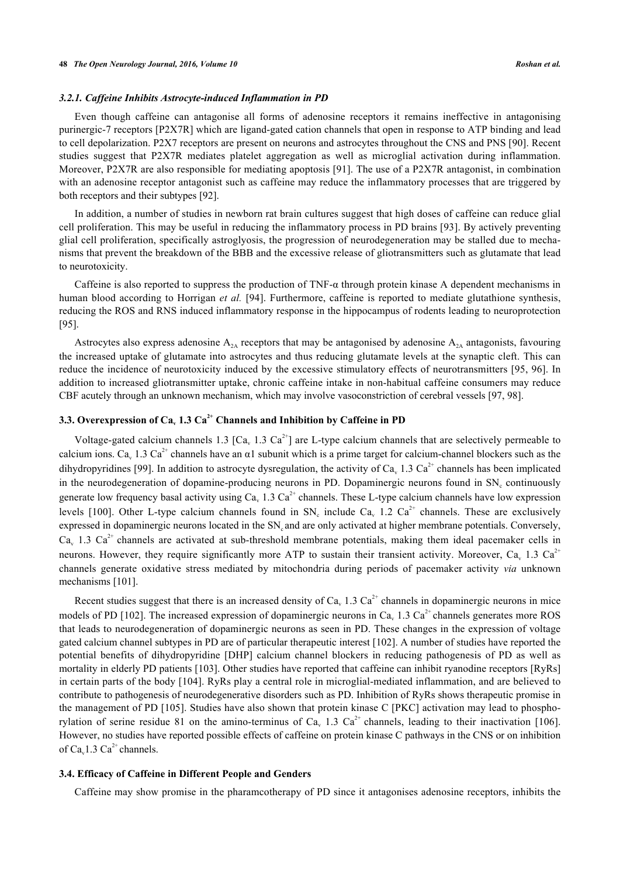#### 3.2.1. Caffeine Inhibits Astrocyte-induced Inflammation in PD

Even though caffeine can antagonise all forms of adenosine receptors it remains ineffective in antagonising purinergic-7 receptors [P2X7R] which are ligand-gated cation channels that open in response to ATP binding and lead to cell depolarization. P2X7 receptors are present on neurons and astrocytes throughout the CNS and PNS [90]. Recent studies suggest that P2X7R mediates platelet aggregation as well as microglial activation during inflammation. Moreover, P2X7R are also responsible for mediating apoptosis [91]. The use of a P2X7R antagonist, in combination with an adenosine receptor antagonist such as caffeine may reduce the inflammatory processes that are triggered by both receptors and their subtypes [92].

In addition, a number of studies in newborn rat brain cultures suggest that high doses of caffeine can reduce glial cell proliferation. This may be useful in reducing the inflammatory process in PD brains [93]. By actively preventing glial cell proliferation, specifically astrogliosis, the progression of neurodegeneration may be stalled due to mechanisms that prevent the breakdown of the BBB and the excessive release of gliotransmitters such as glutamate that lead to neurotoxicity.

Caffeine is also reported to suppress the production of TNF-α through protein kinase A dependent mechanisms in human blood according to Horrigan *et al.* [94]. Furthermore, caffeine is reported to mediate glutathione synthesis, reducing the ROS and RNS induced inflammatory response in the hippocampus of rodents leading to neuroprotection [95].

Astrocytes also express adenosine $A_{2A}$ receptors that may be antagonised by adenosine $A_{2A}$ antagonists, favouring the increased uptake of glutamate into astrocytes and thus reducing glutamate levels at the synaptic cleft. This can reduce the incidence of neurotoxicity induced by the excessive stimulatory effects of neurotransmitters [95, 96]. In addition to increased gliotransmitter uptake, chronic caffeine intake in non-habitual caffeine consumers may reduce CBF acutely through an unknown mechanism, which may involve vasoconstriction of cerebral vessels [97, 98].

### 3.3. Overexpression of $Ca_v$ 1.3 $Ca^{2+}$ Channels and Inhibition by Caffeine in PD

Voltage-gated calcium channels 1.3 [$Ca_v$ 1.3 $Ca^{2+}$] are L-type calcium channels that are selectively permeable to calcium ions. $Ca_v$ 1.3 $Ca^{2+}$ channels have an α1 subunit which is a prime target for calcium-channel blockers such as the dihydropyridines [99]. In addition to astrocyte dysregulation, the activity of $Ca_v$ 1.3 $Ca^{2+}$ channels has been implicated in the neurodegeneration of dopamine-producing neurons in PD. Dopaminergic neurons found in $SN_c$ continuously generate low frequency basal activity using $Ca_v$ 1.3 $Ca^{2+}$ channels. These L-type calcium channels have low expression levels [100]. Other L-type calcium channels found in $SN_c$ include $Ca_v$ 1.2 $Ca^{2+}$ channels. These are exclusively expressed in dopaminergic neurons located in the $SN_c$ and are only activated at higher membrane potentials. Conversely, $Ca_v$ 1.3 $Ca^{2+}$ channels are activated at sub-threshold membrane potentials, making them ideal pacemaker cells in neurons. However, they require significantly more ATP to sustain their transient activity. Moreover, $Ca_v$ 1.3 $Ca^{2+}$ channels generate oxidative stress mediated by mitochondria during periods of pacemaker activity *via* unknown mechanisms [101].

Recent studies suggest that there is an increased density of $Ca_v$ 1.3 $Ca^{2+}$ channels in dopaminergic neurons in mice models of PD [102]. The increased expression of dopaminergic neurons in $Ca_v$ 1.3 $Ca^{2+}$ channels generates more ROS that leads to neurodegeneration of dopaminergic neurons as seen in PD. These changes in the expression of voltage gated calcium channel subtypes in PD are of particular therapeutic interest [102]. A number of studies have reported the potential benefits of dihydropyridine [DHP] calcium channel blockers in reducing pathogenesis of PD as well as mortality in elderly PD patients [103]. Other studies have reported that caffeine can inhibit ryanodine receptors [RyRs] in certain parts of the body [104]. RyRs play a central role in microglial-mediated inflammation, and are believed to contribute to pathogenesis of neurodegenerative disorders such as PD. Inhibition of RyRs shows therapeutic promise in the management of PD [105]. Studies have also shown that protein kinase C [PKC] activation may lead to phosphorylation of serine residue 81 on the amino-terminus of $Ca_v$ 1.3 $Ca^{2+}$ channels, leading to their inactivation [106]. However, no studies have reported possible effects of caffeine on protein kinase C pathways in the CNS or on inhibition of $Ca_v$1.3 $Ca^{2+}$ channels.

### 3.4. Efficacy of Caffeine in Different People and Genders

Caffeine may show promise in the pharamcotherapy of PD since it antagonises adenosine receptors, inhibits the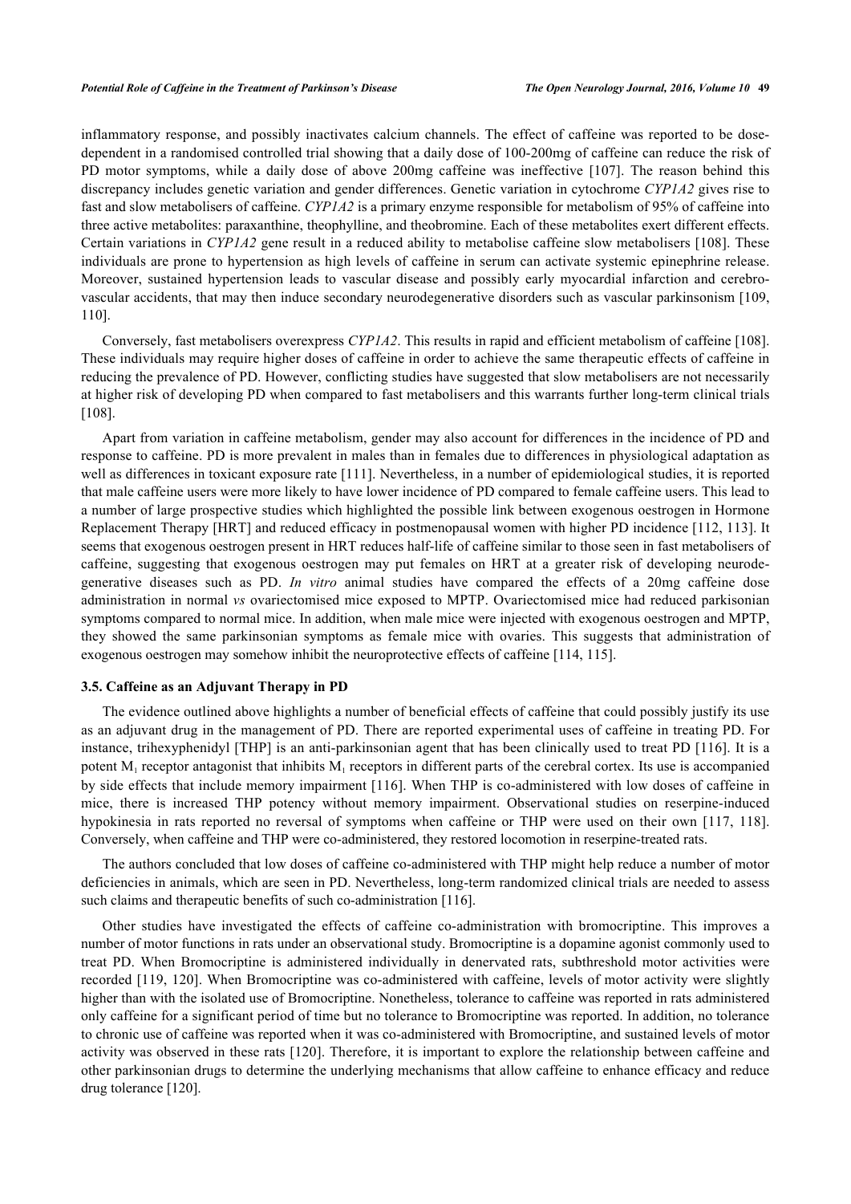inflammatory response, and possibly inactivates calcium channels. The effect of caffeine was reported to be dose-dependent in a randomised controlled trial showing that a daily dose of 100-200mg of caffeine can reduce the risk of PD motor symptoms, while a daily dose of above 200mg caffeine was ineffective [107]. The reason behind this discrepancy includes genetic variation and gender differences. Genetic variation in cytochrome *CYP1A2* gives rise to fast and slow metabolisers of caffeine. *CYP1A2* is a primary enzyme responsible for metabolism of 95% of caffeine into three active metabolites: paraxanthine, theophylline, and theobromine. Each of these metabolites exert different effects. Certain variations in *CYP1A2* gene result in a reduced ability to metabolise caffeine slow metabolisers [108]. These individuals are prone to hypertension as high levels of caffeine in serum can activate systemic epinephrine release. Moreover, sustained hypertension leads to vascular disease and possibly early myocardial infarction and cerebro-vascular accidents, that may then induce secondary neurodegenerative disorders such as vascular parkinsonism [109, 110].

Conversely, fast metabolisers overexpress *CYP1A2*. This results in rapid and efficient metabolism of caffeine [108]. These individuals may require higher doses of caffeine in order to achieve the same therapeutic effects of caffeine in reducing the prevalence of PD. However, conflicting studies have suggested that slow metabolisers are not necessarily at higher risk of developing PD when compared to fast metabolisers and this warrants further long-term clinical trials [108].

Apart from variation in caffeine metabolism, gender may also account for differences in the incidence of PD and response to caffeine. PD is more prevalent in males than in females due to differences in physiological adaptation as well as differences in toxicant exposure rate [111]. Nevertheless, in a number of epidemiological studies, it is reported that male caffeine users were more likely to have lower incidence of PD compared to female caffeine users. This lead to a number of large prospective studies which highlighted the possible link between exogenous oestrogen in Hormone Replacement Therapy [HRT] and reduced efficacy in postmenopausal women with higher PD incidence [112, 113]. It seems that exogenous oestrogen present in HRT reduces half-life of caffeine similar to those seen in fast metabolisers of caffeine, suggesting that exogenous oestrogen may put females on HRT at a greater risk of developing neurodegenerative diseases such as PD. *In vitro* animal studies have compared the effects of a 20mg caffeine dose administration in normal *vs* ovariectomised mice exposed to MPTP. Ovariectomised mice had reduced parkisonian symptoms compared to normal mice. In addition, when male mice were injected with exogenous oestrogen and MPTP, they showed the same parkinsonian symptoms as female mice with ovaries. This suggests that administration of exogenous oestrogen may somehow inhibit the neuroprotective effects of caffeine [114, 115].

### 3.5. Caffeine as an Adjuvant Therapy in PD

The evidence outlined above highlights a number of beneficial effects of caffeine that could possibly justify its use as an adjuvant drug in the management of PD. There are reported experimental uses of caffeine in treating PD. For instance, trihexyphenidyl [THP] is an anti-parkinsonian agent that has been clinically used to treat PD [116]. It is a potent $M_1$ receptor antagonist that inhibits $M_1$ receptors in different parts of the cerebral cortex. Its use is accompanied by side effects that include memory impairment [116]. When THP is co-administered with low doses of caffeine in mice, there is increased THP potency without memory impairment. Observational studies on reserpine-induced hypokinesia in rats reported no reversal of symptoms when caffeine or THP were used on their own [117, 118]. Conversely, when caffeine and THP were co-administered, they restored locomotion in reserpine-treated rats.

The authors concluded that low doses of caffeine co-administered with THP might help reduce a number of motor deficiencies in animals, which are seen in PD. Nevertheless, long-term randomized clinical trials are needed to assess such claims and therapeutic benefits of such co-administration [116].

Other studies have investigated the effects of caffeine co-administration with bromocriptine. This improves a number of motor functions in rats under an observational study. Bromocriptine is a dopamine agonist commonly used to treat PD. When Bromocriptine is administered individually in denervated rats, subthreshold motor activities were recorded [119, 120]. When Bromocriptine was co-administered with caffeine, levels of motor activity were slightly higher than with the isolated use of Bromocriptine. Nonetheless, tolerance to caffeine was reported in rats administered only caffeine for a significant period of time but no tolerance to Bromocriptine was reported. In addition, no tolerance to chronic use of caffeine was reported when it was co-administered with Bromocriptine, and sustained levels of motor activity was observed in these rats [120]. Therefore, it is important to explore the relationship between caffeine and other parkinsonian drugs to determine the underlying mechanisms that allow caffeine to enhance efficacy and reduce drug tolerance [120].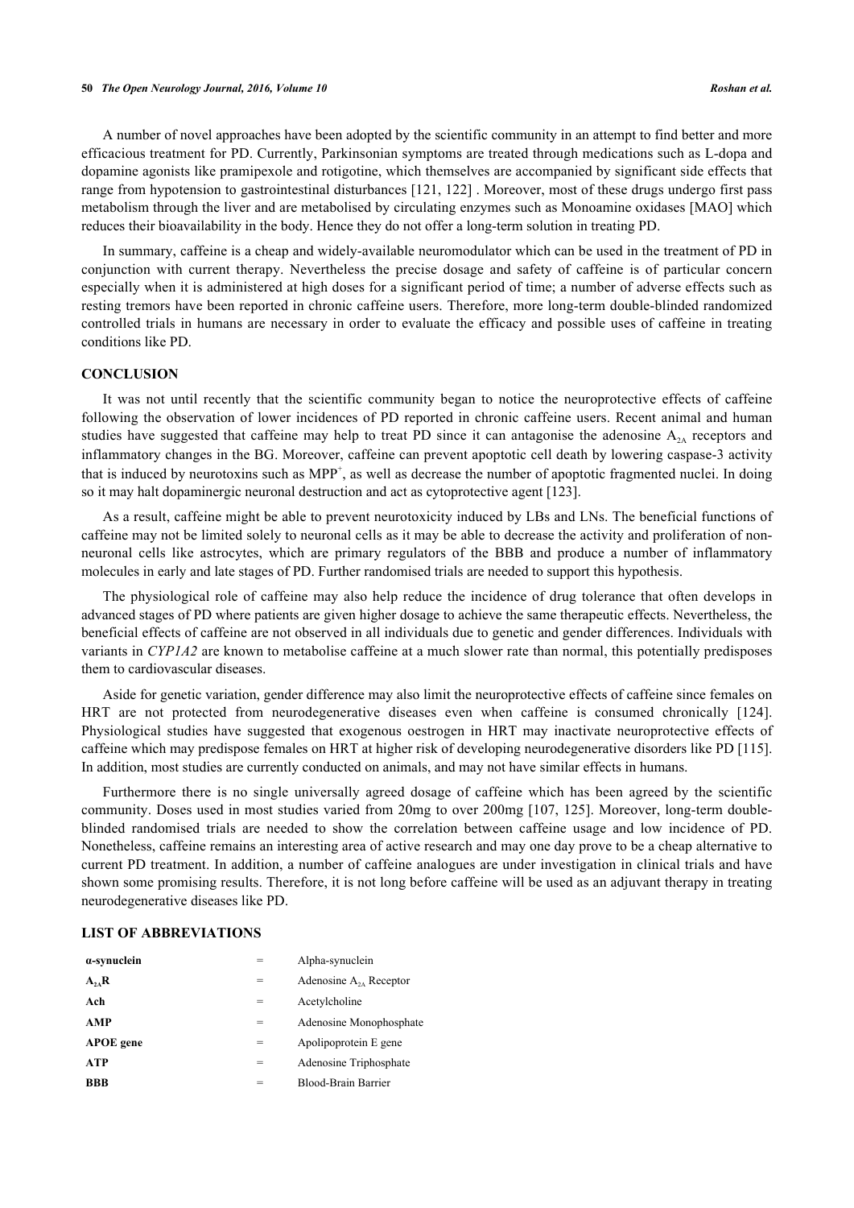A number of novel approaches have been adopted by the scientific community in an attempt to find better and more efficacious treatment for PD. Currently, Parkinsonian symptoms are treated through medications such as L-dopa and dopamine agonists like pramipexole and rotigotine, which themselves are accompanied by significant side effects that range from hypotension to gastrointestinal disturbances [121, 122] . Moreover, most of these drugs undergo first pass metabolism through the liver and are metabolised by circulating enzymes such as Monoamine oxidases [MAO] which reduces their bioavailability in the body. Hence they do not offer a long-term solution in treating PD.

In summary, caffeine is a cheap and widely-available neuromodulator which can be used in the treatment of PD in conjunction with current therapy. Nevertheless the precise dosage and safety of caffeine is of particular concern especially when it is administered at high doses for a significant period of time; a number of adverse effects such as resting tremors have been reported in chronic caffeine users. Therefore, more long-term double-blinded randomized controlled trials in humans are necessary in order to evaluate the efficacy and possible uses of caffeine in treating conditions like PD.

## CONCLUSION

It was not until recently that the scientific community began to notice the neuroprotective effects of caffeine following the observation of lower incidences of PD reported in chronic caffeine users. Recent animal and human studies have suggested that caffeine may help to treat PD since it can antagonise the adenosine $A_{2A}$ receptors and inflammatory changes in the BG. Moreover, caffeine can prevent apoptotic cell death by lowering caspase-3 activity that is induced by neurotoxins such as $MPP^+$, as well as decrease the number of apoptotic fragmented nuclei. In doing so it may halt dopaminergic neuronal destruction and act as cytoprotective agent [123].

As a result, caffeine might be able to prevent neurotoxicity induced by LBs and LNs. The beneficial functions of caffeine may not be limited solely to neuronal cells as it may be able to decrease the activity and proliferation of non-neuronal cells like astrocytes, which are primary regulators of the BBB and produce a number of inflammatory molecules in early and late stages of PD. Further randomised trials are needed to support this hypothesis.

The physiological role of caffeine may also help reduce the incidence of drug tolerance that often develops in advanced stages of PD where patients are given higher dosage to achieve the same therapeutic effects. Nevertheless, the beneficial effects of caffeine are not observed in all individuals due to genetic and gender differences. Individuals with variants in *CYP1A2* are known to metabolise caffeine at a much slower rate than normal, this potentially predisposes them to cardiovascular diseases.

Aside for genetic variation, gender difference may also limit the neuroprotective effects of caffeine since females on HRT are not protected from neurodegenerative diseases even when caffeine is consumed chronically [124]. Physiological studies have suggested that exogenous oestrogen in HRT may inactivate neuroprotective effects of caffeine which may predispose females on HRT at higher risk of developing neurodegenerative disorders like PD [115]. In addition, most studies are currently conducted on animals, and may not have similar effects in humans.

Furthermore there is no single universally agreed dosage of caffeine which has been agreed by the scientific community. Doses used in most studies varied from 20mg to over 200mg [107, 125]. Moreover, long-term double-blinded randomised trials are needed to show the correlation between caffeine usage and low incidence of PD. Nonetheless, caffeine remains an interesting area of active research and may one day prove to be a cheap alternative to current PD treatment. In addition, a number of caffeine analogues are under investigation in clinical trials and have shown some promising results. Therefore, it is not long before caffeine will be used as an adjuvant therapy in treating neurodegenerative diseases like PD.

## LIST OF ABBREVIATIONS

| | | |
|---|---|---|
| **α-synuclein** | = | Alpha-synuclein |
| **$A_{2A}R$** | = | Adenosine $A_{2A}$ Receptor |
| **Ach** | = | Acetylcholine |
| **AMP** | = | Adenosine Monophosphate |
| **APOE gene** | = | Apolipoprotein E gene |
| **ATP** | = | Adenosine Triphosphate |
| **BBB** | = | Blood-Brain Barrier |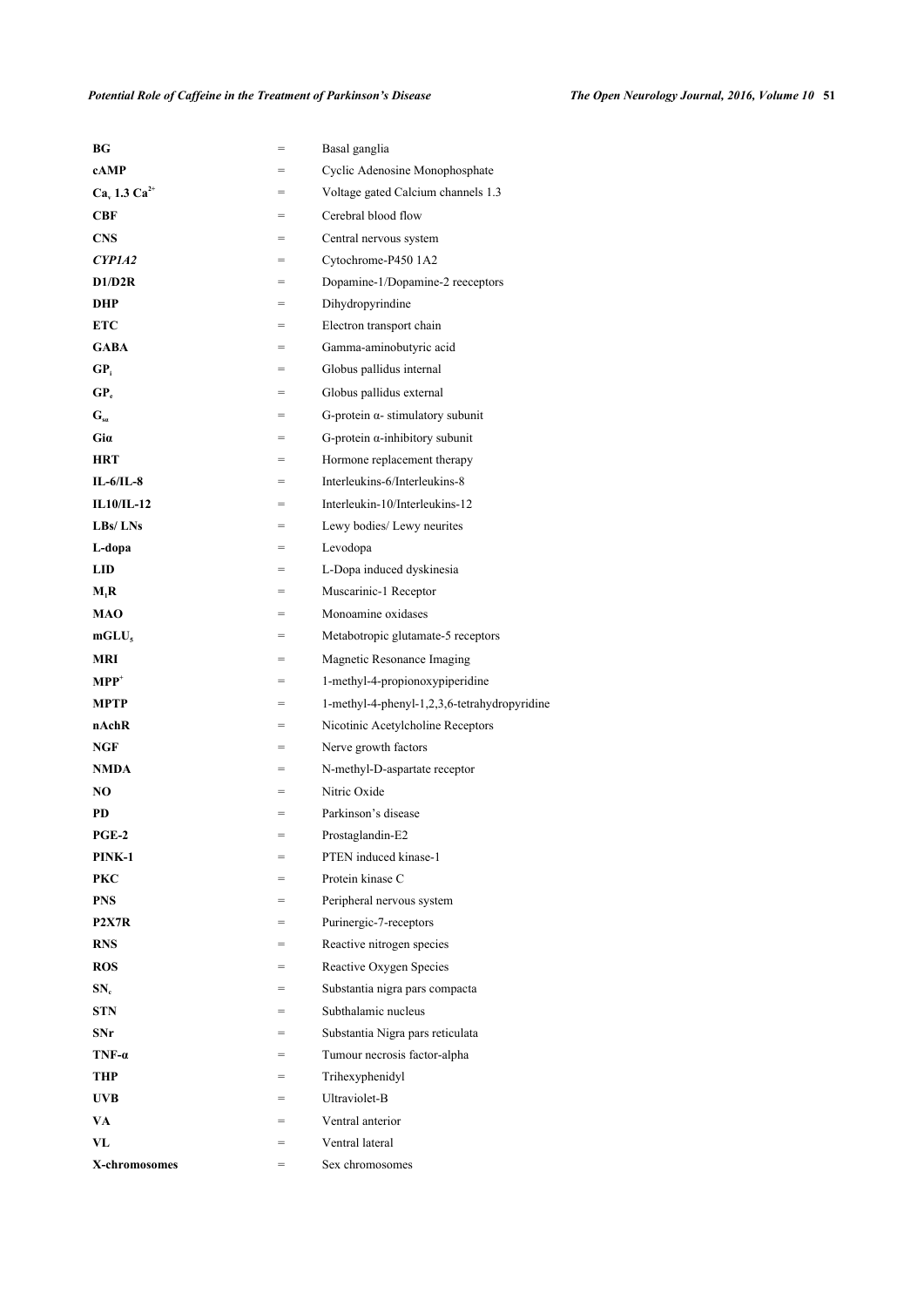| | | |
|---|---|---|
| **BG** | = | Basal ganglia |
| **cAMP** | = | Cyclic Adenosine Monophosphate |
| **$Ca_v$ 1.3 $Ca^{2+}$** | = | Voltage gated Calcium channels 1.3 |
| **CBF** | = | Cerebral blood flow |
| **CNS** | = | Central nervous system |
| ***CYP1A2*** | = | Cytochrome-P450 1A2 |
| **D1/D2R** | = | Dopamine-1/Dopamine-2 reeceptors |
| **DHP** | = | Dihydropyrindine |
| **ETC** | = | Electron transport chain |
| **GABA** | = | Gamma-aminobutyric acid |
| **$GP_i$** | = | Globus pallidus internal |
| **$GP_e$** | = | Globus pallidus external |
| **$G_{s\alpha}$** | = | G-protein α- stimulatory subunit |
| **Giα** | = | G-protein α-inhibitory subunit |
| **HRT** | = | Hormone replacement therapy |
| **IL-6/IL-8** | = | Interleukins-6/Interleukins-8 |
| **IL10/IL-12** | = | Interleukin-10/Interleukins-12 |
| **LBs/ LNs** | = | Lewy bodies/ Lewy neurites |
| **L-dopa** | = | Levodopa |
| **LID** | = | L-Dopa induced dyskinesia |
| **$M_1R$** | = | Muscarinic-1 Receptor |
| **MAO** | = | Monoamine oxidases |
| **$mGLU_5$** | = | Metabotropic glutamate-5 receptors |
| **MRI** | = | Magnetic Resonance Imaging |
| **$MPP^+$** | = | 1-methyl-4-propionoxypiperidine |
| **MPTP** | = | 1-methyl-4-phenyl-1,2,3,6-tetrahydropyridine |
| **nAchR** | = | Nicotinic Acetylcholine Receptors |
| **NGF** | = | Nerve growth factors |
| **NMDA** | = | N-methyl-D-aspartate receptor |
| **NO** | = | Nitric Oxide |
| **PD** | = | Parkinson's disease |
| **PGE-2** | = | Prostaglandin-E2 |
| **PINK-1** | = | PTEN induced kinase-1 |
| **PKC** | = | Protein kinase C |
| **PNS** | = | Peripheral nervous system |
| **P2X7R** | = | Purinergic-7-receptors |
| **RNS** | = | Reactive nitrogen species |
| **ROS** | = | Reactive Oxygen Species |
| **$SN_c$** | = | Substantia nigra pars compacta |
| **STN** | = | Subthalamic nucleus |
| **SNr** | = | Substantia Nigra pars reticulata |
| **TNF-α** | = | Tumour necrosis factor-alpha |
| **THP** | = | Trihexyphenidyl |
| **UVB** | = | Ultraviolet-B |
| **VA** | = | Ventral anterior |
| **VL** | = | Ventral lateral |
| **X-chromosomes** | = | Sex chromosomes |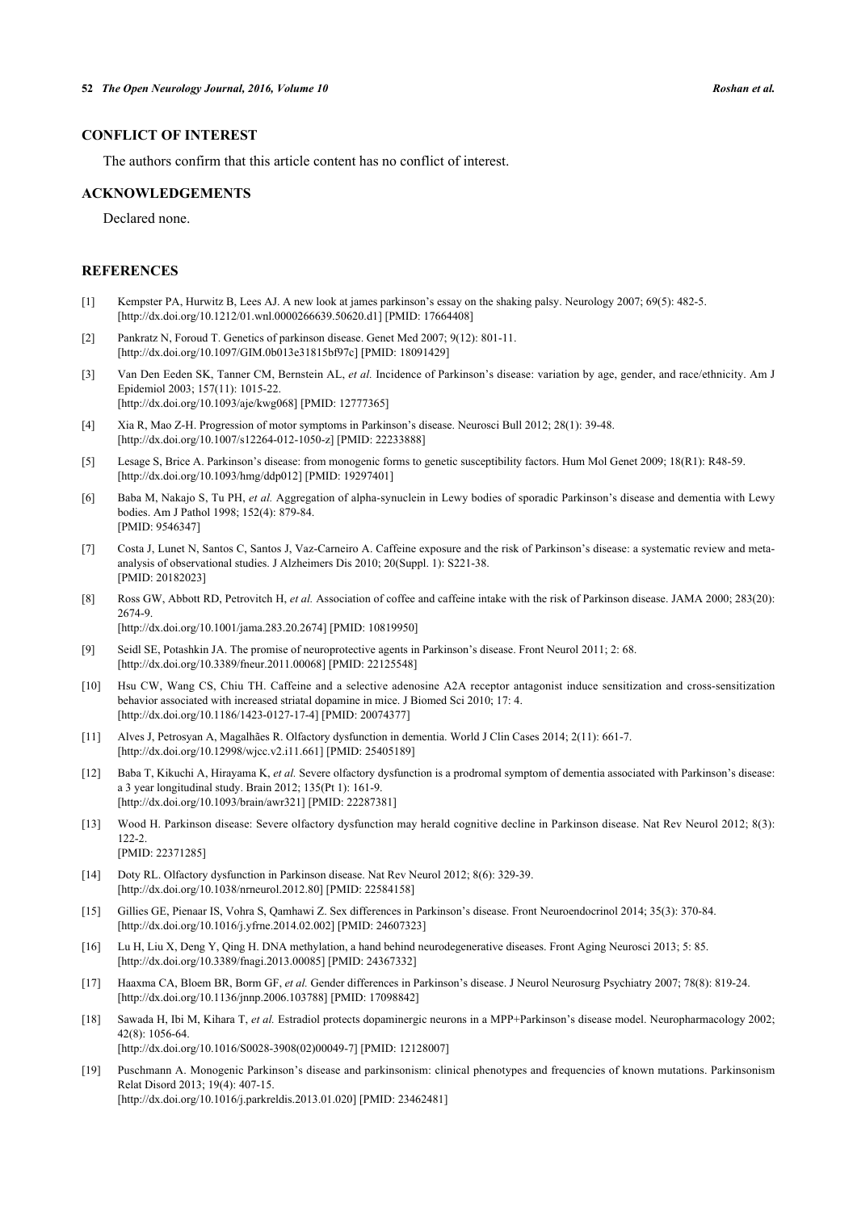## CONFLICT OF INTEREST

The authors confirm that this article content has no conflict of interest.

## ACKNOWLEDGEMENTS

Declared none.

## REFERENCES

[1] Kempster PA, Hurwitz B, Lees AJ. A new look at james parkinson's essay on the shaking palsy. Neurology 2007; 69(5): 482-5. [http://dx.doi.org/10.1212/01.wnl.0000266639.50620.d1] [PMID: 17664408]

[2] Pankratz N, Foroud T. Genetics of parkinson disease. Genet Med 2007; 9(12): 801-11. [http://dx.doi.org/10.1097/GIM.0b013e31815bf97c] [PMID: 18091429]

[3] Van Den Eeden SK, Tanner CM, Bernstein AL, *et al.* Incidence of Parkinson's disease: variation by age, gender, and race/ethnicity. Am J Epidemiol 2003; 157(11): 1015-22. [http://dx.doi.org/10.1093/aje/kwg068] [PMID: 12777365]

[4] Xia R, Mao Z-H. Progression of motor symptoms in Parkinson's disease. Neurosci Bull 2012; 28(1): 39-48. [http://dx.doi.org/10.1007/s12264-012-1050-z] [PMID: 22233888]

[5] Lesage S, Brice A. Parkinson's disease: from monogenic forms to genetic susceptibility factors. Hum Mol Genet 2009; 18(R1): R48-59. [http://dx.doi.org/10.1093/hmg/ddp012] [PMID: 19297401]

[6] Baba M, Nakajo S, Tu PH, *et al.* Aggregation of alpha-synuclein in Lewy bodies of sporadic Parkinson's disease and dementia with Lewy bodies. Am J Pathol 1998; 152(4): 879-84. [PMID: 9546347]

[7] Costa J, Lunet N, Santos C, Santos J, Vaz-Carneiro A. Caffeine exposure and the risk of Parkinson's disease: a systematic review and meta-analysis of observational studies. J Alzheimers Dis 2010; 20(Suppl. 1): S221-38. [PMID: 20182023]

[8] Ross GW, Abbott RD, Petrovitch H, *et al.* Association of coffee and caffeine intake with the risk of Parkinson disease. JAMA 2000; 283(20): 2674-9. [http://dx.doi.org/10.1001/jama.283.20.2674] [PMID: 10819950]

[9] Seidl SE, Potashkin JA. The promise of neuroprotective agents in Parkinson's disease. Front Neurol 2011; 2: 68. [http://dx.doi.org/10.3389/fneur.2011.00068] [PMID: 22125548]

[10] Hsu CW, Wang CS, Chiu TH. Caffeine and a selective adenosine A2A receptor antagonist induce sensitization and cross-sensitization behavior associated with increased striatal dopamine in mice. J Biomed Sci 2010; 17: 4. [http://dx.doi.org/10.1186/1423-0127-17-4] [PMID: 20074377]

[11] Alves J, Petrosyan A, Magalhães R. Olfactory dysfunction in dementia. World J Clin Cases 2014; 2(11): 661-7. [http://dx.doi.org/10.12998/wjcc.v2.i11.661] [PMID: 25405189]

[12] Baba T, Kikuchi A, Hirayama K, *et al.* Severe olfactory dysfunction is a prodromal symptom of dementia associated with Parkinson's disease: a 3 year longitudinal study. Brain 2012; 135(Pt 1): 161-9. [http://dx.doi.org/10.1093/brain/awr321] [PMID: 22287381]

[13] Wood H. Parkinson disease: Severe olfactory dysfunction may herald cognitive decline in Parkinson disease. Nat Rev Neurol 2012; 8(3): 122-2. [PMID: 22371285]

[14] Doty RL. Olfactory dysfunction in Parkinson disease. Nat Rev Neurol 2012; 8(6): 329-39. [http://dx.doi.org/10.1038/nrneurol.2012.80] [PMID: 22584158]

[15] Gillies GE, Pienaar IS, Vohra S, Qamhawi Z. Sex differences in Parkinson's disease. Front Neuroendocrinol 2014; 35(3): 370-84. [http://dx.doi.org/10.1016/j.yfrne.2014.02.002] [PMID: 24607323]

[16] Lu H, Liu X, Deng Y, Qing H. DNA methylation, a hand behind neurodegenerative diseases. Front Aging Neurosci 2013; 5: 85. [http://dx.doi.org/10.3389/fnagi.2013.00085] [PMID: 24367332]

[17] Haaxma CA, Bloem BR, Borm GF, *et al.* Gender differences in Parkinson's disease. J Neurol Neurosurg Psychiatry 2007; 78(8): 819-24. [http://dx.doi.org/10.1136/jnnp.2006.103788] [PMID: 17098842]

[18] Sawada H, Ibi M, Kihara T, *et al.* Estradiol protects dopaminergic neurons in a MPP+Parkinson's disease model. Neuropharmacology 2002; 42(8): 1056-64. [http://dx.doi.org/10.1016/S0028-3908(02)00049-7] [PMID: 12128007]

[19] Puschmann A. Monogenic Parkinson's disease and parkinsonism: clinical phenotypes and frequencies of known mutations. Parkinsonism Relat Disord 2013; 19(4): 407-15. [http://dx.doi.org/10.1016/j.parkreldis.2013.01.020] [PMID: 23462481]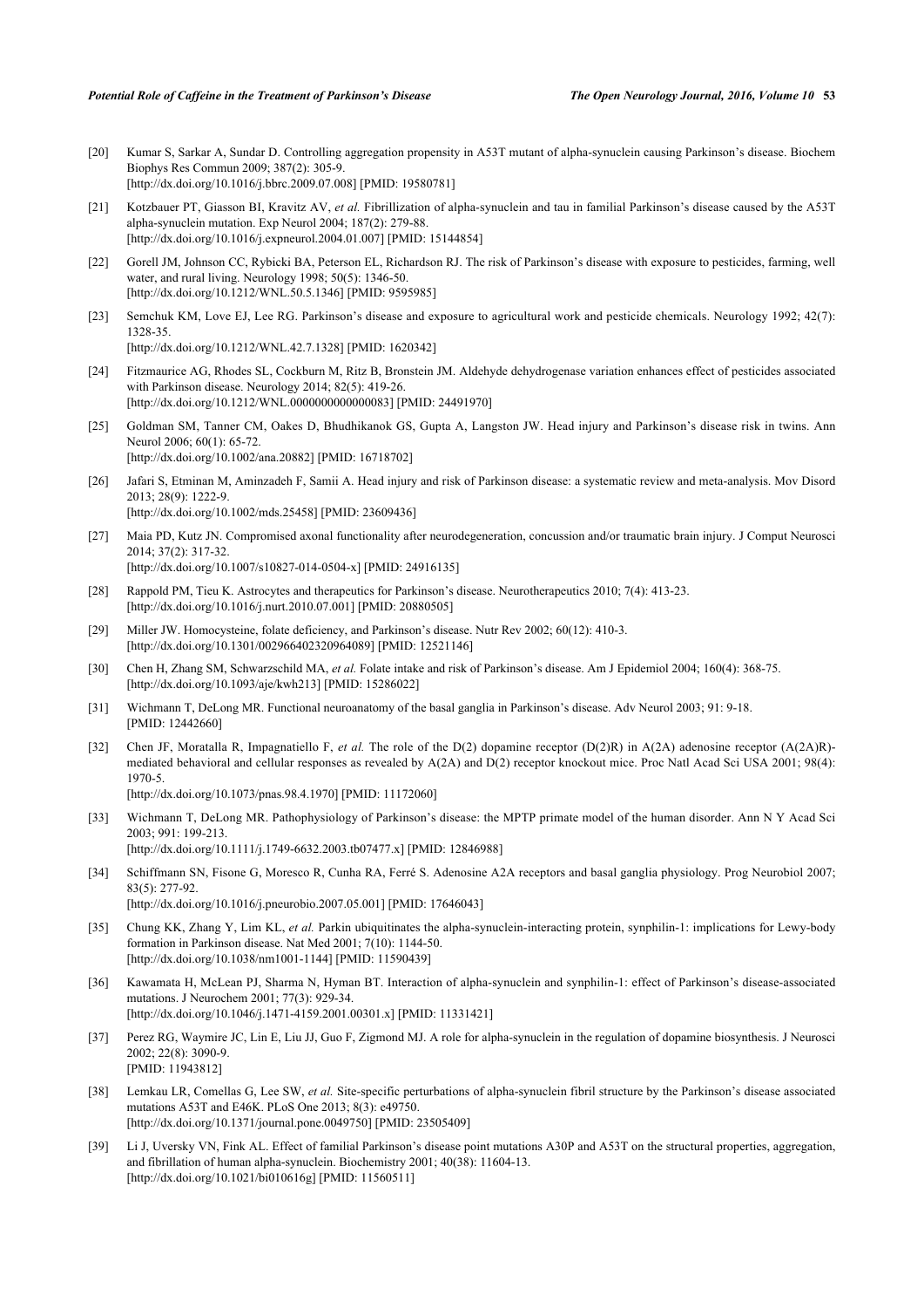[20] Kumar S, Sarkar A, Sundar D. Controlling aggregation propensity in A53T mutant of alpha-synuclein causing Parkinson's disease. Biochem Biophys Res Commun 2009; 387(2): 305-9.
[http://dx.doi.org/10.1016/j.bbrc.2009.07.008] [PMID: 19580781]

[21] Kotzbauer PT, Giasson BI, Kravitz AV, *et al.* Fibrillization of alpha-synuclein and tau in familial Parkinson's disease caused by the A53T alpha-synuclein mutation. Exp Neurol 2004; 187(2): 279-88.
[http://dx.doi.org/10.1016/j.expneurol.2004.01.007] [PMID: 15144854]

[22] Gorell JM, Johnson CC, Rybicki BA, Peterson EL, Richardson RJ. The risk of Parkinson's disease with exposure to pesticides, farming, well water, and rural living. Neurology 1998; 50(5): 1346-50.
[http://dx.doi.org/10.1212/WNL.50.5.1346] [PMID: 9595985]

[23] Semchuk KM, Love EJ, Lee RG. Parkinson's disease and exposure to agricultural work and pesticide chemicals. Neurology 1992; 42(7): 1328-35.
[http://dx.doi.org/10.1212/WNL.42.7.1328] [PMID: 1620342]

[24] Fitzmaurice AG, Rhodes SL, Cockburn M, Ritz B, Bronstein JM. Aldehyde dehydrogenase variation enhances effect of pesticides associated with Parkinson disease. Neurology 2014; 82(5): 419-26.
[http://dx.doi.org/10.1212/WNL.0000000000000083] [PMID: 24491970]

[25] Goldman SM, Tanner CM, Oakes D, Bhudhikanok GS, Gupta A, Langston JW. Head injury and Parkinson's disease risk in twins. Ann Neurol 2006; 60(1): 65-72.
[http://dx.doi.org/10.1002/ana.20882] [PMID: 16718702]

[26] Jafari S, Etminan M, Aminzadeh F, Samii A. Head injury and risk of Parkinson disease: a systematic review and meta-analysis. Mov Disord 2013; 28(9): 1222-9.
[http://dx.doi.org/10.1002/mds.25458] [PMID: 23609436]

[27] Maia PD, Kutz JN. Compromised axonal functionality after neurodegeneration, concussion and/or traumatic brain injury. J Comput Neurosci 2014; 37(2): 317-32.
[http://dx.doi.org/10.1007/s10827-014-0504-x] [PMID: 24916135]

[28] Rappold PM, Tieu K. Astrocytes and therapeutics for Parkinson's disease. Neurotherapeutics 2010; 7(4): 413-23.
[http://dx.doi.org/10.1016/j.nurt.2010.07.001] [PMID: 20880505]

[29] Miller JW. Homocysteine, folate deficiency, and Parkinson's disease. Nutr Rev 2002; 60(12): 410-3.
[http://dx.doi.org/10.1301/002966402320964089] [PMID: 12521146]

[30] Chen H, Zhang SM, Schwarzschild MA, *et al.* Folate intake and risk of Parkinson's disease. Am J Epidemiol 2004; 160(4): 368-75.
[http://dx.doi.org/10.1093/aje/kwh213] [PMID: 15286022]

[31] Wichmann T, DeLong MR. Functional neuroanatomy of the basal ganglia in Parkinson's disease. Adv Neurol 2003; 91: 9-18.
[PMID: 12442660]

[32] Chen JF, Moratalla R, Impagnatiello F, *et al.* The role of the D(2) dopamine receptor (D(2)R) in A(2A) adenosine receptor (A(2A)R)-mediated behavioral and cellular responses as revealed by A(2A) and D(2) receptor knockout mice. Proc Natl Acad Sci USA 2001; 98(4): 1970-5.
[http://dx.doi.org/10.1073/pnas.98.4.1970] [PMID: 11172060]

[33] Wichmann T, DeLong MR. Pathophysiology of Parkinson's disease: the MPTP primate model of the human disorder. Ann N Y Acad Sci 2003; 991: 199-213.
[http://dx.doi.org/10.1111/j.1749-6632.2003.tb07477.x] [PMID: 12846988]

[34] Schiffmann SN, Fisone G, Moresco R, Cunha RA, Ferré S. Adenosine A2A receptors and basal ganglia physiology. Prog Neurobiol 2007; 83(5): 277-92.
[http://dx.doi.org/10.1016/j.pneurobio.2007.05.001] [PMID: 17646043]

[35] Chung KK, Zhang Y, Lim KL, *et al.* Parkin ubiquitinates the alpha-synuclein-interacting protein, synphilin-1: implications for Lewy-body formation in Parkinson disease. Nat Med 2001; 7(10): 1144-50.
[http://dx.doi.org/10.1038/nm1001-1144] [PMID: 11590439]

[36] Kawamata H, McLean PJ, Sharma N, Hyman BT. Interaction of alpha-synuclein and synphilin-1: effect of Parkinson's disease-associated mutations. J Neurochem 2001; 77(3): 929-34.
[http://dx.doi.org/10.1046/j.1471-4159.2001.00301.x] [PMID: 11331421]

[37] Perez RG, Waymire JC, Lin E, Liu JJ, Guo F, Zigmond MJ. A role for alpha-synuclein in the regulation of dopamine biosynthesis. J Neurosci 2002; 22(8): 3090-9.
[PMID: 11943812]

[38] Lemkau LR, Comellas G, Lee SW, *et al.* Site-specific perturbations of alpha-synuclein fibril structure by the Parkinson's disease associated mutations A53T and E46K. PLoS One 2013; 8(3): e49750.
[http://dx.doi.org/10.1371/journal.pone.0049750] [PMID: 23505409]

[39] Li J, Uversky VN, Fink AL. Effect of familial Parkinson's disease point mutations A30P and A53T on the structural properties, aggregation, and fibrillation of human alpha-synuclein. Biochemistry 2001; 40(38): 11604-13.
[http://dx.doi.org/10.1021/bi010616g] [PMID: 11560511]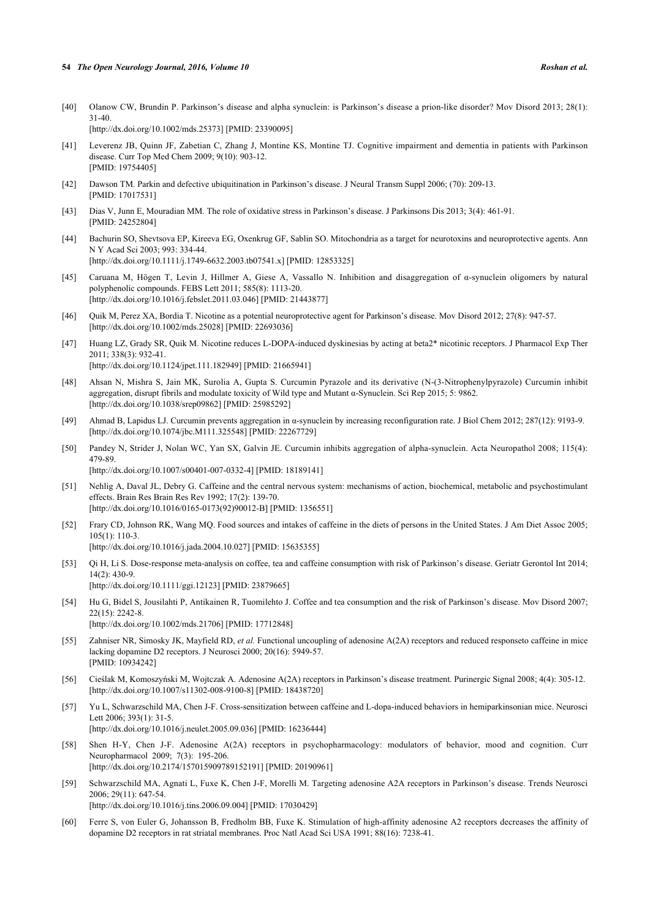[40] Olanow CW, Brundin P. Parkinson's disease and alpha synuclein: is Parkinson's disease a prion-like disorder? Mov Disord 2013; 28(1): 31-40.
[http://dx.doi.org/10.1002/mds.25373] [PMID: 23390095]

[41] Leverenz JB, Quinn JF, Zabetian C, Zhang J, Montine KS, Montine TJ. Cognitive impairment and dementia in patients with Parkinson disease. Curr Top Med Chem 2009; 9(10): 903-12.
[PMID: 19754405]

[42] Dawson TM. Parkin and defective ubiquitination in Parkinson's disease. J Neural Transm Suppl 2006; (70): 209-13.
[PMID: 17017531]

[43] Dias V, Junn E, Mouradian MM. The role of oxidative stress in Parkinson's disease. J Parkinsons Dis 2013; 3(4): 461-91.
[PMID: 24252804]

[44] Bachurin SO, Shevtsova EP, Kireeva EG, Oxenkrug GF, Sablin SO. Mitochondria as a target for neurotoxins and neuroprotective agents. Ann N Y Acad Sci 2003; 993: 334-44.
[http://dx.doi.org/10.1111/j.1749-6632.2003.tb07541.x] [PMID: 12853325]

[45] Caruana M, Högen T, Levin J, Hillmer A, Giese A, Vassallo N. Inhibition and disaggregation of α-synuclein oligomers by natural polyphenolic compounds. FEBS Lett 2011; 585(8): 1113-20.
[http://dx.doi.org/10.1016/j.febslet.2011.03.046] [PMID: 21443877]

[46] Quik M, Perez XA, Bordia T. Nicotine as a potential neuroprotective agent for Parkinson's disease. Mov Disord 2012; 27(8): 947-57.
[http://dx.doi.org/10.1002/mds.25028] [PMID: 22693036]

[47] Huang LZ, Grady SR, Quik M. Nicotine reduces L-DOPA-induced dyskinesias by acting at beta2* nicotinic receptors. J Pharmacol Exp Ther 2011; 338(3): 932-41.
[http://dx.doi.org/10.1124/jpet.111.182949] [PMID: 21665941]

[48] Ahsan N, Mishra S, Jain MK, Surolia A, Gupta S. Curcumin Pyrazole and its derivative (N-(3-Nitrophenylpyrazole) Curcumin inhibit aggregation, disrupt fibrils and modulate toxicity of Wild type and Mutant α-Synuclein. Sci Rep 2015; 5: 9862.
[http://dx.doi.org/10.1038/srep09862] [PMID: 25985292]

[49] Ahmad B, Lapidus LJ. Curcumin prevents aggregation in α-synuclein by increasing reconfiguration rate. J Biol Chem 2012; 287(12): 9193-9.
[http://dx.doi.org/10.1074/jbc.M111.325548] [PMID: 22267729]

[50] Pandey N, Strider J, Nolan WC, Yan SX, Galvin JE. Curcumin inhibits aggregation of alpha-synuclein. Acta Neuropathol 2008; 115(4): 479-89.
[http://dx.doi.org/10.1007/s00401-007-0332-4] [PMID: 18189141]

[51] Nehlig A, Daval JL, Debry G. Caffeine and the central nervous system: mechanisms of action, biochemical, metabolic and psychostimulant effects. Brain Res Brain Res Rev 1992; 17(2): 139-70.
[http://dx.doi.org/10.1016/0165-0173(92)90012-B] [PMID: 1356551]

[52] Frary CD, Johnson RK, Wang MQ. Food sources and intakes of caffeine in the diets of persons in the United States. J Am Diet Assoc 2005; 105(1): 110-3.
[http://dx.doi.org/10.1016/j.jada.2004.10.027] [PMID: 15635355]

[53] Qi H, Li S. Dose-response meta-analysis on coffee, tea and caffeine consumption with risk of Parkinson's disease. Geriatr Gerontol Int 2014; 14(2): 430-9.
[http://dx.doi.org/10.1111/ggi.12123] [PMID: 23879665]

[54] Hu G, Bidel S, Jousilahti P, Antikainen R, Tuomilehto J. Coffee and tea consumption and the risk of Parkinson's disease. Mov Disord 2007; 22(15): 2242-8.
[http://dx.doi.org/10.1002/mds.21706] [PMID: 17712848]

[55] Zahniser NR, Simosky JK, Mayfield RD, *et al.* Functional uncoupling of adenosine A(2A) receptors and reduced responseto caffeine in mice lacking dopamine D2 receptors. J Neurosci 2000; 20(16): 5949-57.
[PMID: 10934242]

[56] Cieślak M, Komoszyński M, Wojtczak A. Adenosine A(2A) receptors in Parkinson's disease treatment. Purinergic Signal 2008; 4(4): 305-12.
[http://dx.doi.org/10.1007/s11302-008-9100-8] [PMID: 18438720]

[57] Yu L, Schwarzschild MA, Chen J-F. Cross-sensitization between caffeine and L-dopa-induced behaviors in hemiparkinsonian mice. Neurosci Lett 2006; 393(1): 31-5.
[http://dx.doi.org/10.1016/j.neulet.2005.09.036] [PMID: 16236444]

[58] Shen H-Y, Chen J-F. Adenosine A(2A) receptors in psychopharmacology: modulators of behavior, mood and cognition. Curr Neuropharmacol 2009; 7(3): 195-206.
[http://dx.doi.org/10.2174/157015909789152191] [PMID: 20190961]

[59] Schwarzschild MA, Agnati L, Fuxe K, Chen J-F, Morelli M. Targeting adenosine A2A receptors in Parkinson's disease. Trends Neurosci 2006; 29(11): 647-54.
[http://dx.doi.org/10.1016/j.tins.2006.09.004] [PMID: 17030429]

[60] Ferre S, von Euler G, Johansson B, Fredholm BB, Fuxe K. Stimulation of high-affinity adenosine A2 receptors decreases the affinity of dopamine D2 receptors in rat striatal membranes. Proc Natl Acad Sci USA 1991; 88(16): 7238-41.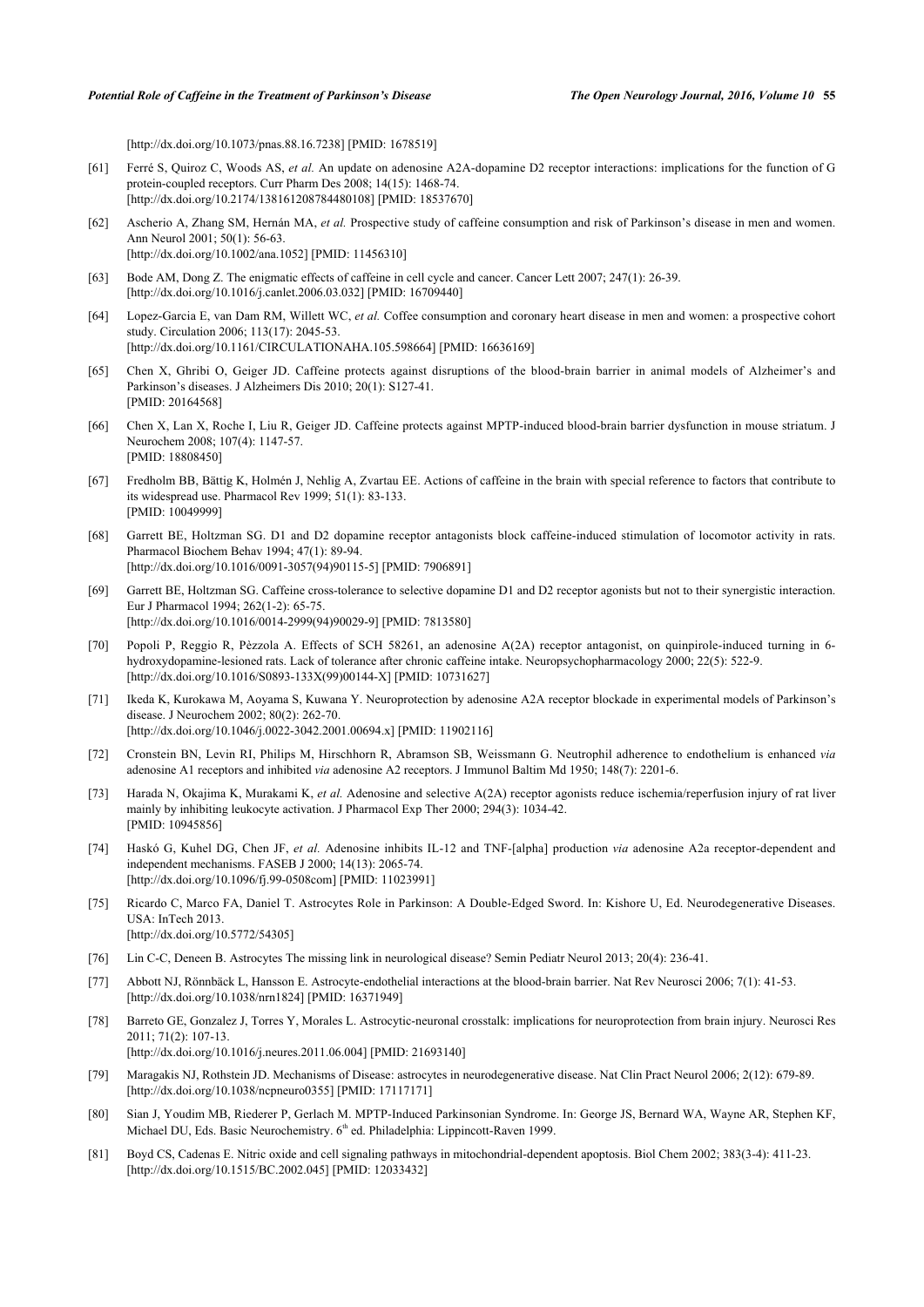[http://dx.doi.org/10.1073/pnas.88.16.7238] [PMID: 1678519]

[61] Ferré S, Quiroz C, Woods AS, *et al.* An update on adenosine A2A-dopamine D2 receptor interactions: implications for the function of G protein-coupled receptors. Curr Pharm Des 2008; 14(15): 1468-74. [http://dx.doi.org/10.2174/138161208784480108] [PMID: 18537670]

[62] Ascherio A, Zhang SM, Hernán MA, *et al.* Prospective study of caffeine consumption and risk of Parkinson's disease in men and women. Ann Neurol 2001; 50(1): 56-63. [http://dx.doi.org/10.1002/ana.1052] [PMID: 11456310]

[63] Bode AM, Dong Z. The enigmatic effects of caffeine in cell cycle and cancer. Cancer Lett 2007; 247(1): 26-39. [http://dx.doi.org/10.1016/j.canlet.2006.03.032] [PMID: 16709440]

[64] Lopez-Garcia E, van Dam RM, Willett WC, *et al.* Coffee consumption and coronary heart disease in men and women: a prospective cohort study. Circulation 2006; 113(17): 2045-53. [http://dx.doi.org/10.1161/CIRCULATIONAHA.105.598664] [PMID: 16636169]

[65] Chen X, Ghribi O, Geiger JD. Caffeine protects against disruptions of the blood-brain barrier in animal models of Alzheimer's and Parkinson's diseases. J Alzheimers Dis 2010; 20(1): S127-41. [PMID: 20164568]

[66] Chen X, Lan X, Roche I, Liu R, Geiger JD. Caffeine protects against MPTP-induced blood-brain barrier dysfunction in mouse striatum. J Neurochem 2008; 107(4): 1147-57. [PMID: 18808450]

[67] Fredholm BB, Bättig K, Holmén J, Nehlig A, Zvartau EE. Actions of caffeine in the brain with special reference to factors that contribute to its widespread use. Pharmacol Rev 1999; 51(1): 83-133. [PMID: 10049999]

[68] Garrett BE, Holtzman SG. D1 and D2 dopamine receptor antagonists block caffeine-induced stimulation of locomotor activity in rats. Pharmacol Biochem Behav 1994; 47(1): 89-94. [http://dx.doi.org/10.1016/0091-3057(94)90115-5] [PMID: 7906891]

[69] Garrett BE, Holtzman SG. Caffeine cross-tolerance to selective dopamine D1 and D2 receptor agonists but not to their synergistic interaction. Eur J Pharmacol 1994; 262(1-2): 65-75. [http://dx.doi.org/10.1016/0014-2999(94)90029-9] [PMID: 7813580]

[70] Popoli P, Reggio R, Pèzzola A. Effects of SCH 58261, an adenosine A(2A) receptor antagonist, on quinpirole-induced turning in 6-hydroxydopamine-lesioned rats. Lack of tolerance after chronic caffeine intake. Neuropsychopharmacology 2000; 22(5): 522-9. [http://dx.doi.org/10.1016/S0893-133X(99)00144-X] [PMID: 10731627]

[71] Ikeda K, Kurokawa M, Aoyama S, Kuwana Y. Neuroprotection by adenosine A2A receptor blockade in experimental models of Parkinson's disease. J Neurochem 2002; 80(2): 262-70. [http://dx.doi.org/10.1046/j.0022-3042.2001.00694.x] [PMID: 11902116]

[72] Cronstein BN, Levin RI, Philips M, Hirschhorn R, Abramson SB, Weissmann G. Neutrophil adherence to endothelium is enhanced *via* adenosine A1 receptors and inhibited *via* adenosine A2 receptors. J Immunol Baltim Md 1950; 148(7): 2201-6.

[73] Harada N, Okajima K, Murakami K, *et al.* Adenosine and selective A(2A) receptor agonists reduce ischemia/reperfusion injury of rat liver mainly by inhibiting leukocyte activation. J Pharmacol Exp Ther 2000; 294(3): 1034-42. [PMID: 10945856]

[74] Haskó G, Kuhel DG, Chen JF, *et al.* Adenosine inhibits IL-12 and TNF-[alpha] production *via* adenosine A2a receptor-dependent and independent mechanisms. FASEB J 2000; 14(13): 2065-74. [http://dx.doi.org/10.1096/fj.99-0508com] [PMID: 11023991]

[75] Ricardo C, Marco FA, Daniel T. Astrocytes Role in Parkinson: A Double-Edged Sword. In: Kishore U, Ed. Neurodegenerative Diseases. USA: InTech 2013. [http://dx.doi.org/10.5772/54305]

[76] Lin C-C, Deneen B. Astrocytes The missing link in neurological disease? Semin Pediatr Neurol 2013; 20(4): 236-41.

[77] Abbott NJ, Rönnbäck L, Hansson E. Astrocyte-endothelial interactions at the blood-brain barrier. Nat Rev Neurosci 2006; 7(1): 41-53. [http://dx.doi.org/10.1038/nrn1824] [PMID: 16371949]

[78] Barreto GE, Gonzalez J, Torres Y, Morales L. Astrocytic-neuronal crosstalk: implications for neuroprotection from brain injury. Neurosci Res 2011; 71(2): 107-13. [http://dx.doi.org/10.1016/j.neures.2011.06.004] [PMID: 21693140]

[79] Maragakis NJ, Rothstein JD. Mechanisms of Disease: astrocytes in neurodegenerative disease. Nat Clin Pract Neurol 2006; 2(12): 679-89. [http://dx.doi.org/10.1038/ncpneuro0355] [PMID: 17117171]

[80] Sian J, Youdim MB, Riederer P, Gerlach M. MPTP-Induced Parkinsonian Syndrome. In: George JS, Bernard WA, Wayne AR, Stephen KF, Michael DU, Eds. Basic Neurochemistry. 6th ed. Philadelphia: Lippincott-Raven 1999.

[81] Boyd CS, Cadenas E. Nitric oxide and cell signaling pathways in mitochondrial-dependent apoptosis. Biol Chem 2002; 383(3-4): 411-23. [http://dx.doi.org/10.1515/BC.2002.045] [PMID: 12033432]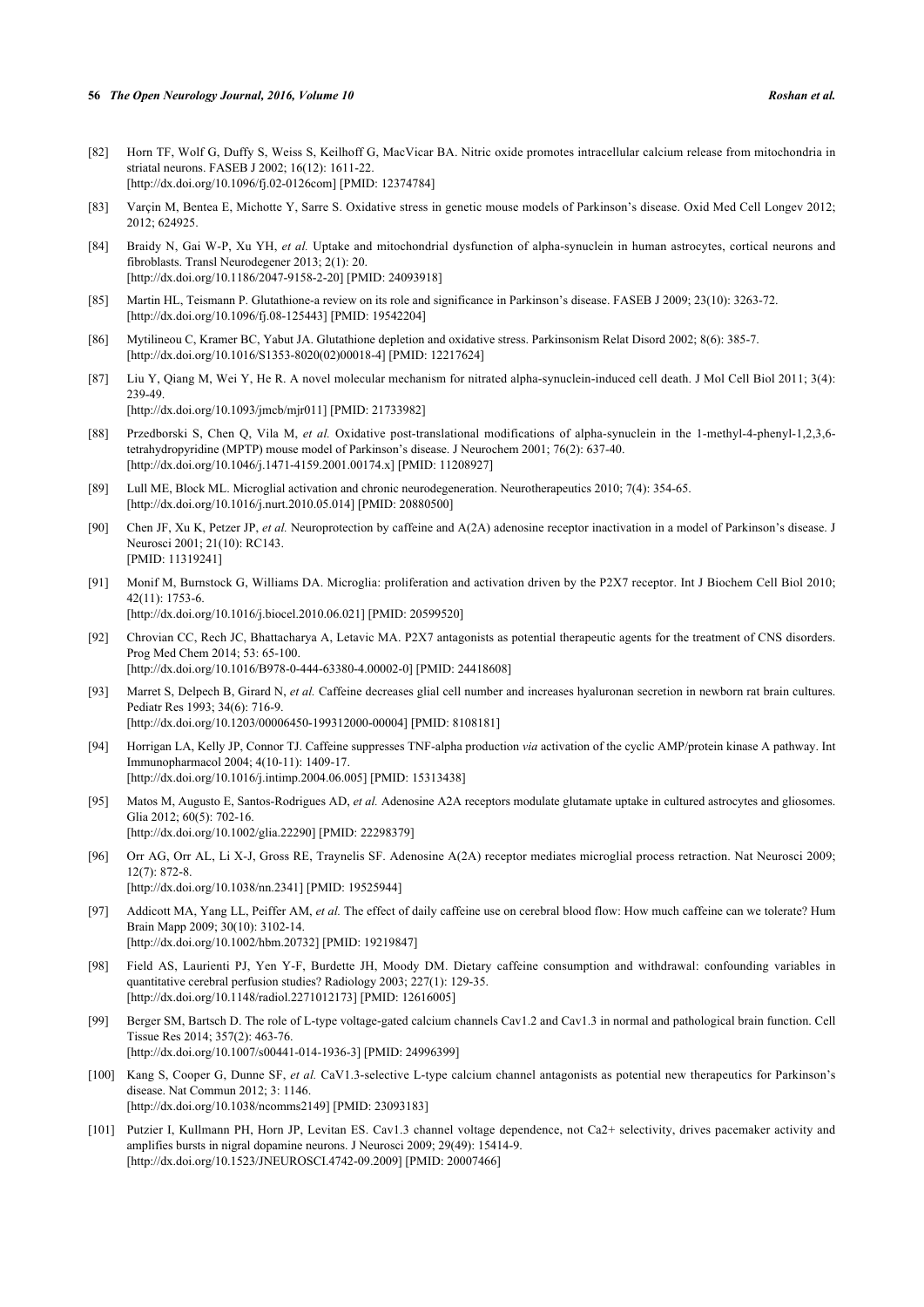[82] Horn TF, Wolf G, Duffy S, Weiss S, Keilhoff G, MacVicar BA. Nitric oxide promotes intracellular calcium release from mitochondria in striatal neurons. FASEB J 2002; 16(12): 1611-22.
[http://dx.doi.org/10.1096/fj.02-0126com] [PMID: 12374784]

[83] Varçin M, Bentea E, Michotte Y, Sarre S. Oxidative stress in genetic mouse models of Parkinson's disease. Oxid Med Cell Longev 2012; 2012; 624925.

[84] Braidy N, Gai W-P, Xu YH, *et al.* Uptake and mitochondrial dysfunction of alpha-synuclein in human astrocytes, cortical neurons and fibroblasts. Transl Neurodegener 2013; 2(1): 20.
[http://dx.doi.org/10.1186/2047-9158-2-20] [PMID: 24093918]

[85] Martin HL, Teismann P. Glutathione-a review on its role and significance in Parkinson's disease. FASEB J 2009; 23(10): 3263-72.
[http://dx.doi.org/10.1096/fj.08-125443] [PMID: 19542204]

[86] Mytilineou C, Kramer BC, Yabut JA. Glutathione depletion and oxidative stress. Parkinsonism Relat Disord 2002; 8(6): 385-7.
[http://dx.doi.org/10.1016/S1353-8020(02)00018-4] [PMID: 12217624]

[87] Liu Y, Qiang M, Wei Y, He R. A novel molecular mechanism for nitrated alpha-synuclein-induced cell death. J Mol Cell Biol 2011; 3(4): 239-49.
[http://dx.doi.org/10.1093/jmcb/mjr011] [PMID: 21733982]

[88] Przedborski S, Chen Q, Vila M, *et al.* Oxidative post-translational modifications of alpha-synuclein in the 1-methyl-4-phenyl-1,2,3,6-tetrahydropyridine (MPTP) mouse model of Parkinson's disease. J Neurochem 2001; 76(2): 637-40.
[http://dx.doi.org/10.1046/j.1471-4159.2001.00174.x] [PMID: 11208927]

[89] Lull ME, Block ML. Microglial activation and chronic neurodegeneration. Neurotherapeutics 2010; 7(4): 354-65.
[http://dx.doi.org/10.1016/j.nurt.2010.05.014] [PMID: 20880500]

[90] Chen JF, Xu K, Petzer JP, *et al.* Neuroprotection by caffeine and A(2A) adenosine receptor inactivation in a model of Parkinson's disease. J Neurosci 2001; 21(10): RC143.
[PMID: 11319241]

[91] Monif M, Burnstock G, Williams DA. Microglia: proliferation and activation driven by the P2X7 receptor. Int J Biochem Cell Biol 2010; 42(11): 1753-6.
[http://dx.doi.org/10.1016/j.biocel.2010.06.021] [PMID: 20599520]

[92] Chrovian CC, Rech JC, Bhattacharya A, Letavic MA. P2X7 antagonists as potential therapeutic agents for the treatment of CNS disorders. Prog Med Chem 2014; 53: 65-100.
[http://dx.doi.org/10.1016/B978-0-444-63380-4.00002-0] [PMID: 24418608]

[93] Marret S, Delpech B, Girard N, *et al.* Caffeine decreases glial cell number and increases hyaluronan secretion in newborn rat brain cultures. Pediatr Res 1993; 34(6): 716-9.
[http://dx.doi.org/10.1203/00006450-199312000-00004] [PMID: 8108181]

[94] Horrigan LA, Kelly JP, Connor TJ. Caffeine suppresses TNF-alpha production *via* activation of the cyclic AMP/protein kinase A pathway. Int Immunopharmacol 2004; 4(10-11): 1409-17.
[http://dx.doi.org/10.1016/j.intimp.2004.06.005] [PMID: 15313438]

[95] Matos M, Augusto E, Santos-Rodrigues AD, *et al.* Adenosine A2A receptors modulate glutamate uptake in cultured astrocytes and gliosomes. Glia 2012; 60(5): 702-16.
[http://dx.doi.org/10.1002/glia.22290] [PMID: 22298379]

[96] Orr AG, Orr AL, Li X-J, Gross RE, Traynelis SF. Adenosine A(2A) receptor mediates microglial process retraction. Nat Neurosci 2009; 12(7): 872-8.
[http://dx.doi.org/10.1038/nn.2341] [PMID: 19525944]

[97] Addicott MA, Yang LL, Peiffer AM, *et al.* The effect of daily caffeine use on cerebral blood flow: How much caffeine can we tolerate? Hum Brain Mapp 2009; 30(10): 3102-14.
[http://dx.doi.org/10.1002/hbm.20732] [PMID: 19219847]

[98] Field AS, Laurienti PJ, Yen Y-F, Burdette JH, Moody DM. Dietary caffeine consumption and withdrawal: confounding variables in quantitative cerebral perfusion studies? Radiology 2003; 227(1): 129-35.
[http://dx.doi.org/10.1148/radiol.2271012173] [PMID: 12616005]

[99] Berger SM, Bartsch D. The role of L-type voltage-gated calcium channels Cav1.2 and Cav1.3 in normal and pathological brain function. Cell Tissue Res 2014; 357(2): 463-76.
[http://dx.doi.org/10.1007/s00441-014-1936-3] [PMID: 24996399]

[100] Kang S, Cooper G, Dunne SF, *et al.* CaV1.3-selective L-type calcium channel antagonists as potential new therapeutics for Parkinson's disease. Nat Commun 2012; 3: 1146.
[http://dx.doi.org/10.1038/ncomms2149] [PMID: 23093183]

[101] Putzier I, Kullmann PH, Horn JP, Levitan ES. Cav1.3 channel voltage dependence, not $Ca^{2+}$ selectivity, drives pacemaker activity and amplifies bursts in nigral dopamine neurons. J Neurosci 2009; 29(49): 15414-9.
[http://dx.doi.org/10.1523/JNEUROSCI.4742-09.2009] [PMID: 20007466]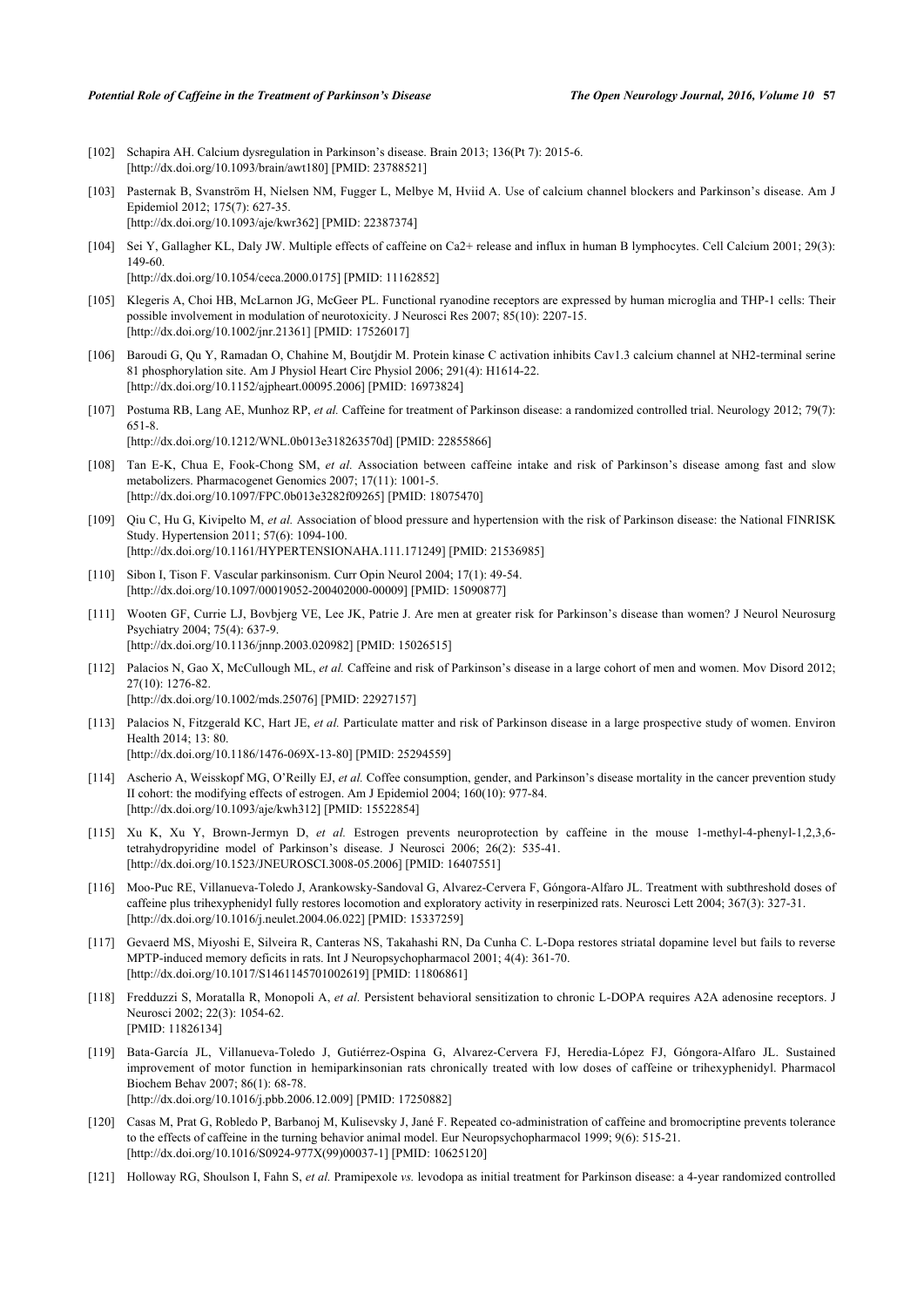[102] Schapira AH. Calcium dysregulation in Parkinson's disease. Brain 2013; 136(Pt 7): 2015-6. [http://dx.doi.org/10.1093/brain/awt180] [PMID: 23788521]

[103] Pasternak B, Svanström H, Nielsen NM, Fugger L, Melbye M, Hviid A. Use of calcium channel blockers and Parkinson's disease. Am J Epidemiol 2012; 175(7): 627-35. [http://dx.doi.org/10.1093/aje/kwr362] [PMID: 22387374]

[104] Sei Y, Gallagher KL, Daly JW. Multiple effects of caffeine on Ca2+ release and influx in human B lymphocytes. Cell Calcium 2001; 29(3): 149-60. [http://dx.doi.org/10.1054/ceca.2000.0175] [PMID: 11162852]

[105] Klegeris A, Choi HB, McLarnon JG, McGeer PL. Functional ryanodine receptors are expressed by human microglia and THP-1 cells: Their possible involvement in modulation of neurotoxicity. J Neurosci Res 2007; 85(10): 2207-15. [http://dx.doi.org/10.1002/jnr.21361] [PMID: 17526017]

[106] Baroudi G, Qu Y, Ramadan O, Chahine M, Boutjdir M. Protein kinase C activation inhibits Cav1.3 calcium channel at NH2-terminal serine 81 phosphorylation site. Am J Physiol Heart Circ Physiol 2006; 291(4): H1614-22. [http://dx.doi.org/10.1152/ajpheart.00095.2006] [PMID: 16973824]

[107] Postuma RB, Lang AE, Munhoz RP, *et al.* Caffeine for treatment of Parkinson disease: a randomized controlled trial. Neurology 2012; 79(7): 651-8. [http://dx.doi.org/10.1212/WNL.0b013e318263570d] [PMID: 22855866]

[108] Tan E-K, Chua E, Fook-Chong SM, *et al.* Association between caffeine intake and risk of Parkinson's disease among fast and slow metabolizers. Pharmacogenet Genomics 2007; 17(11): 1001-5. [http://dx.doi.org/10.1097/FPC.0b013e3282f09265] [PMID: 18075470]

[109] Qiu C, Hu G, Kivipelto M, *et al.* Association of blood pressure and hypertension with the risk of Parkinson disease: the National FINRISK Study. Hypertension 2011; 57(6): 1094-100. [http://dx.doi.org/10.1161/HYPERTENSIONAHA.111.171249] [PMID: 21536985]

[110] Sibon I, Tison F. Vascular parkinsonism. Curr Opin Neurol 2004; 17(1): 49-54. [http://dx.doi.org/10.1097/00019052-200402000-00009] [PMID: 15090877]

[111] Wooten GF, Currie LJ, Bovbjerg VE, Lee JK, Patrie J. Are men at greater risk for Parkinson's disease than women? J Neurol Neurosurg Psychiatry 2004; 75(4): 637-9. [http://dx.doi.org/10.1136/jnnp.2003.020982] [PMID: 15026515]

[112] Palacios N, Gao X, McCullough ML, *et al.* Caffeine and risk of Parkinson's disease in a large cohort of men and women. Mov Disord 2012; 27(10): 1276-82. [http://dx.doi.org/10.1002/mds.25076] [PMID: 22927157]

[113] Palacios N, Fitzgerald KC, Hart JE, *et al.* Particulate matter and risk of Parkinson disease in a large prospective study of women. Environ Health 2014; 13: 80. [http://dx.doi.org/10.1186/1476-069X-13-80] [PMID: 25294559]

[114] Ascherio A, Weisskopf MG, O'Reilly EJ, *et al.* Coffee consumption, gender, and Parkinson's disease mortality in the cancer prevention study II cohort: the modifying effects of estrogen. Am J Epidemiol 2004; 160(10): 977-84. [http://dx.doi.org/10.1093/aje/kwh312] [PMID: 15522854]

[115] Xu K, Xu Y, Brown-Jermyn D, *et al.* Estrogen prevents neuroprotection by caffeine in the mouse 1-methyl-4-phenyl-1,2,3,6-tetrahydropyridine model of Parkinson's disease. J Neurosci 2006; 26(2): 535-41. [http://dx.doi.org/10.1523/JNEUROSCI.3008-05.2006] [PMID: 16407551]

[116] Moo-Puc RE, Villanueva-Toledo J, Arankowsky-Sandoval G, Alvarez-Cervera F, Góngora-Alfaro JL. Treatment with subthreshold doses of caffeine plus trihexyphenidyl fully restores locomotion and exploratory activity in reserpinized rats. Neurosci Lett 2004; 367(3): 327-31. [http://dx.doi.org/10.1016/j.neulet.2004.06.022] [PMID: 15337259]

[117] Gevaerd MS, Miyoshi E, Silveira R, Canteras NS, Takahashi RN, Da Cunha C. L-Dopa restores striatal dopamine level but fails to reverse MPTP-induced memory deficits in rats. Int J Neuropsychopharmacol 2001; 4(4): 361-70. [http://dx.doi.org/10.1017/S1461145701002619] [PMID: 11806861]

[118] Fredduzzi S, Moratalla R, Monopoli A, *et al.* Persistent behavioral sensitization to chronic L-DOPA requires A2A adenosine receptors. J Neurosci 2002; 22(3): 1054-62. [PMID: 11826134]

[119] Bata-García JL, Villanueva-Toledo J, Gutiérrez-Ospina G, Alvarez-Cervera FJ, Heredia-López FJ, Góngora-Alfaro JL. Sustained improvement of motor function in hemiparkinsonian rats chronically treated with low doses of caffeine or trihexyphenidyl. Pharmacol Biochem Behav 2007; 86(1): 68-78. [http://dx.doi.org/10.1016/j.pbb.2006.12.009] [PMID: 17250882]

[120] Casas M, Prat G, Robledo P, Barbanoj M, Kulisevsky J, Jané F. Repeated co-administration of caffeine and bromocriptine prevents tolerance to the effects of caffeine in the turning behavior animal model. Eur Neuropsychopharmacol 1999; 9(6): 515-21. [http://dx.doi.org/10.1016/S0924-977X(99)00037-1] [PMID: 10625120]

[121] Holloway RG, Shoulson I, Fahn S, *et al.* Pramipexole *vs.* levodopa as initial treatment for Parkinson disease: a 4-year randomized controlled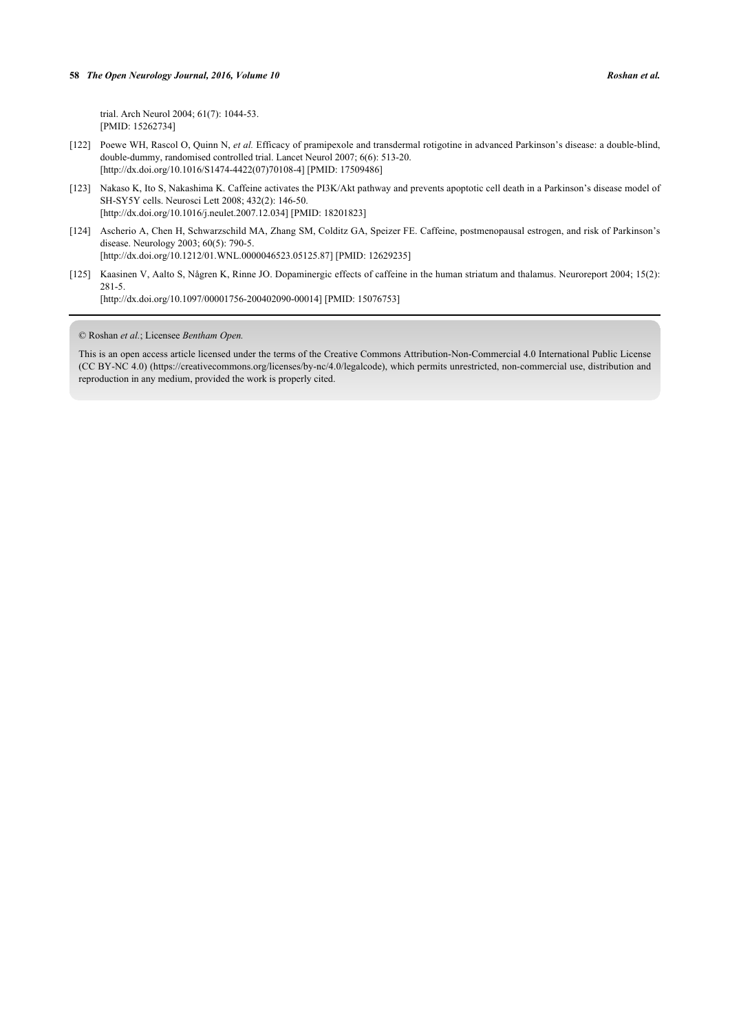trial. Arch Neurol 2004; 61(7): 1044-53.
[PMID: 15262734]

[122] Poewe WH, Rascol O, Quinn N, *et al.* Efficacy of pramipexole and transdermal rotigotine in advanced Parkinson's disease: a double-blind, double-dummy, randomised controlled trial. Lancet Neurol 2007; 6(6): 513-20.
[http://dx.doi.org/10.1016/S1474-4422(07)70108-4] [PMID: 17509486]

[123] Nakaso K, Ito S, Nakashima K. Caffeine activates the PI3K/Akt pathway and prevents apoptotic cell death in a Parkinson's disease model of SH-SY5Y cells. Neurosci Lett 2008; 432(2): 146-50.
[http://dx.doi.org/10.1016/j.neulet.2007.12.034] [PMID: 18201823]

[124] Ascherio A, Chen H, Schwarzschild MA, Zhang SM, Colditz GA, Speizer FE. Caffeine, postmenopausal estrogen, and risk of Parkinson's disease. Neurology 2003; 60(5): 790-5.
[http://dx.doi.org/10.1212/01.WNL.0000046523.05125.87] [PMID: 12629235]

[125] Kaasinen V, Aalto S, Någren K, Rinne JO. Dopaminergic effects of caffeine in the human striatum and thalamus. Neuroreport 2004; 15(2): 281-5.
[http://dx.doi.org/10.1097/00001756-200402090-00014] [PMID: 15076753]

© Roshan *et al.*; Licensee *Bentham Open.*

This is an open access article licensed under the terms of the Creative Commons Attribution-Non-Commercial 4.0 International Public License (CC BY-NC 4.0) (https://creativecommons.org/licenses/by-nc/4.0/legalcode), which permits unrestricted, non-commercial use, distribution and reproduction in any medium, provided the work is properly cited.